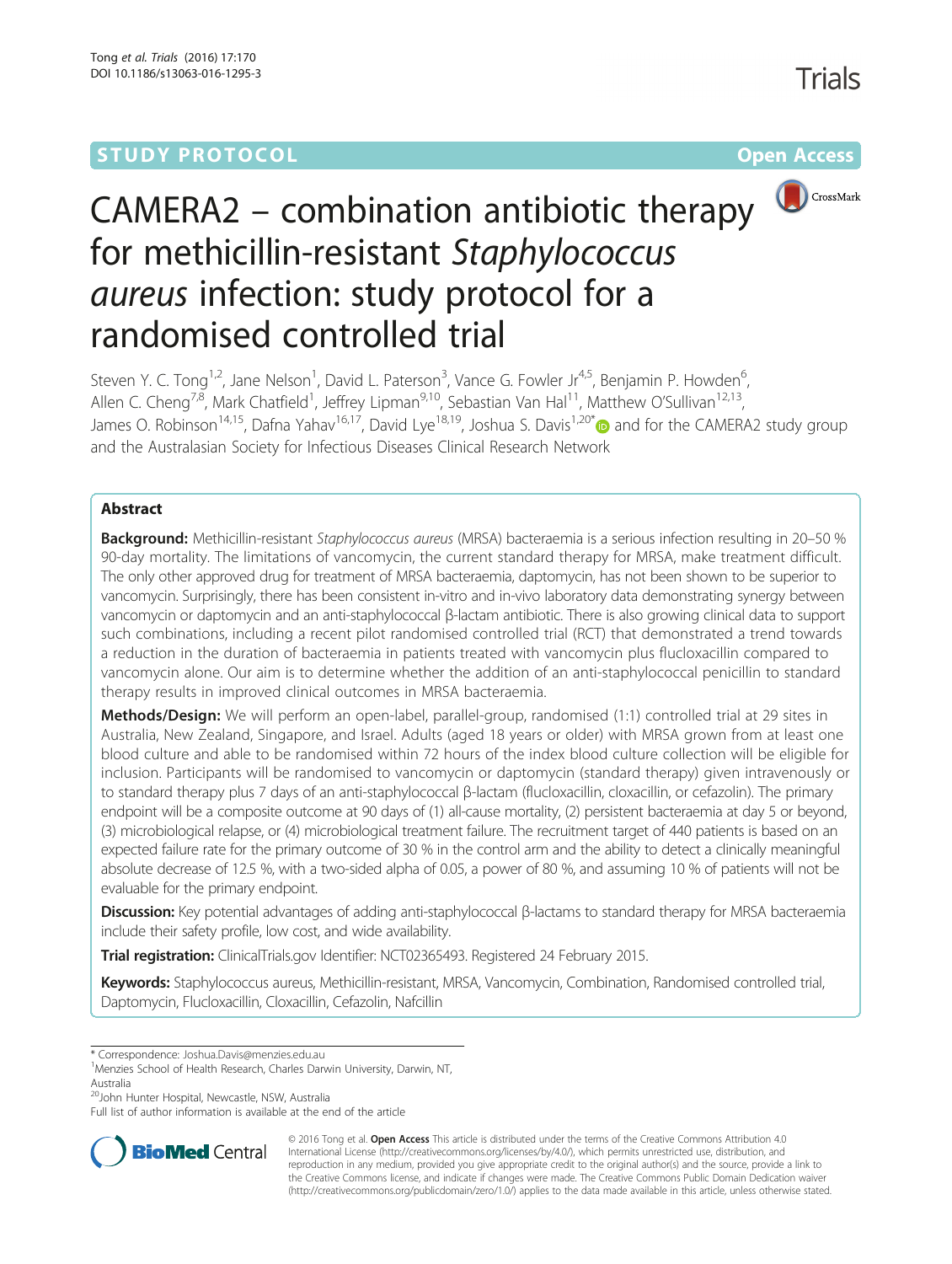STUDY PROTOCOL

Open Access

# CAMERA2 – combination antibiotic therapy for methicillin-resistant *Staphylococcus aureus* infection: study protocol for a randomised controlled trial

Steven Y. C. Tong[1,2], Jane Nelson[1], David L. Paterson[3], Vance G. Fowler Jr[4,5], Benjamin P. Howden[6], Allen C. Cheng[7,8], Mark Chatfield[1], Jeffrey Lipman[9,10], Sebastian Van Hal[11], Matthew O'Sullivan[12,13], James O. Robinson[14,15], Dafna Yahav[16,17], David Lye[18,19], Joshua S. Davis[1,20*] and for the CAMERA2 study group and the Australasian Society for Infectious Diseases Clinical Research Network

## Abstract

**Background:** Methicillin-resistant *Staphylococcus aureus* (MRSA) bacteraemia is a serious infection resulting in 20–50 % 90-day mortality. The limitations of vancomycin, the current standard therapy for MRSA, make treatment difficult. The only other approved drug for treatment of MRSA bacteraemia, daptomycin, has not been shown to be superior to vancomycin. Surprisingly, there has been consistent in-vitro and in-vivo laboratory data demonstrating synergy between vancomycin or daptomycin and an anti-staphylococcal β-lactam antibiotic. There is also growing clinical data to support such combinations, including a recent pilot randomised controlled trial (RCT) that demonstrated a trend towards a reduction in the duration of bacteraemia in patients treated with vancomycin plus flucloxacillin compared to vancomycin alone. Our aim is to determine whether the addition of an anti-staphylococcal penicillin to standard therapy results in improved clinical outcomes in MRSA bacteraemia.

**Methods/Design:** We will perform an open-label, parallel-group, randomised (1:1) controlled trial at 29 sites in Australia, New Zealand, Singapore, and Israel. Adults (aged 18 years or older) with MRSA grown from at least one blood culture and able to be randomised within 72 hours of the index blood culture collection will be eligible for inclusion. Participants will be randomised to vancomycin or daptomycin (standard therapy) given intravenously or to standard therapy plus 7 days of an anti-staphylococcal β-lactam (flucloxacillin, cloxacillin, or cefazolin). The primary endpoint will be a composite outcome at 90 days of (1) all-cause mortality, (2) persistent bacteraemia at day 5 or beyond, (3) microbiological relapse, or (4) microbiological treatment failure. The recruitment target of 440 patients is based on an expected failure rate for the primary outcome of 30 % in the control arm and the ability to detect a clinically meaningful absolute decrease of 12.5 %, with a two-sided alpha of 0.05, a power of 80 %, and assuming 10 % of patients will not be evaluable for the primary endpoint.

**Discussion:** Key potential advantages of adding anti-staphylococcal β-lactams to standard therapy for MRSA bacteraemia include their safety profile, low cost, and wide availability.

**Trial registration:** ClinicalTrials.gov Identifier: NCT02365493. Registered 24 February 2015.

**Keywords:** Staphylococcus aureus, Methicillin-resistant, MRSA, Vancomycin, Combination, Randomised controlled trial, Daptomycin, Flucloxacillin, Cloxacillin, Cefazolin, Nafcillin

---

\* Correspondence: Joshua.Davis@menzies.edu.au

[1]Menzies School of Health Research, Charles Darwin University, Darwin, NT, Australia

[20]John Hunter Hospital, Newcastle, NSW, Australia

Full list of author information is available at the end of the article

© 2016 Tong et al. **Open Access** This article is distributed under the terms of the Creative Commons Attribution 4.0 International License (http://creativecommons.org/licenses/by/4.0/), which permits unrestricted use, distribution, and reproduction in any medium, provided you give appropriate credit to the original author(s) and the source, provide a link to the Creative Commons license, and indicate if changes were made. The Creative Commons Public Domain Dedication waiver (http://creativecommons.org/publicdomain/zero/1.0/) applies to the data made available in this article, unless otherwise stated.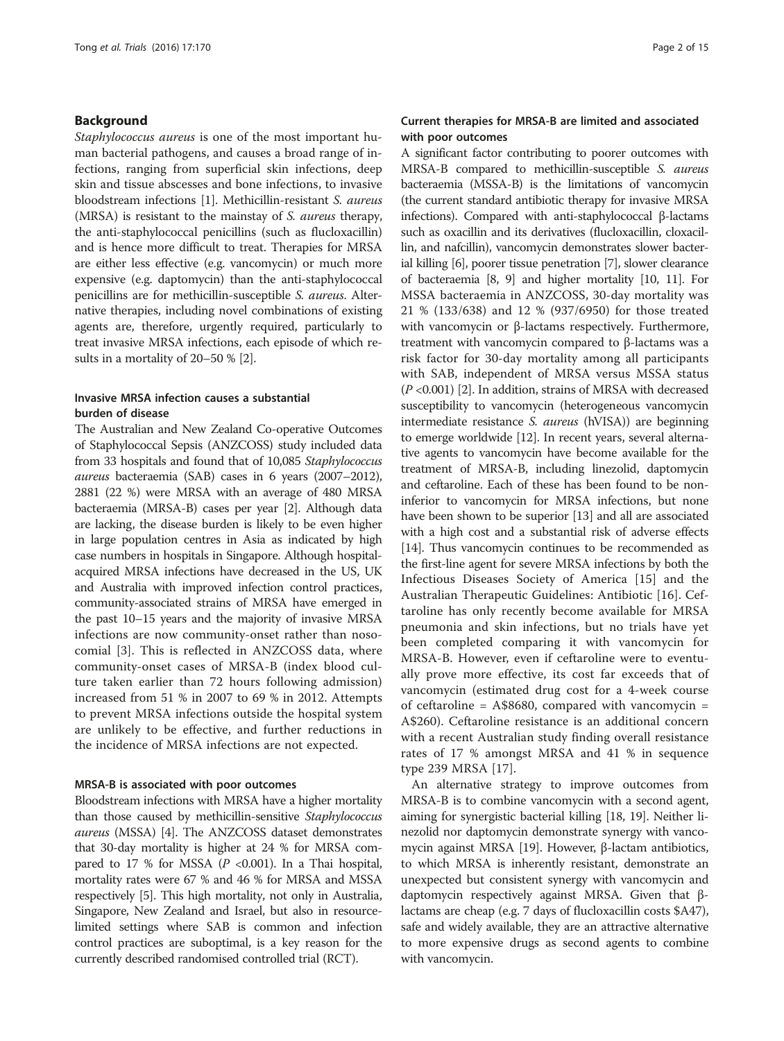## Background

*Staphylococcus aureus* is one of the most important human bacterial pathogens, and causes a broad range of infections, ranging from superficial skin infections, deep skin and tissue abscesses and bone infections, to invasive bloodstream infections [1]. Methicillin-resistant *S. aureus* (MRSA) is resistant to the mainstay of *S. aureus* therapy, the anti-staphylococcal penicillins (such as flucloxacillin) and is hence more difficult to treat. Therapies for MRSA are either less effective (e.g. vancomycin) or much more expensive (e.g. daptomycin) than the anti-staphylococcal penicillins are for methicillin-susceptible *S. aureus*. Alternative therapies, including novel combinations of existing agents are, therefore, urgently required, particularly to treat invasive MRSA infections, each episode of which results in a mortality of 20–50 % [2].

### Invasive MRSA infection causes a substantial burden of disease

The Australian and New Zealand Co-operative Outcomes of Staphylococcal Sepsis (ANZCOSS) study included data from 33 hospitals and found that of 10,085 *Staphylococcus aureus* bacteraemia (SAB) cases in 6 years (2007–2012), 2881 (22 %) were MRSA with an average of 480 MRSA bacteraemia (MRSA-B) cases per year [2]. Although data are lacking, the disease burden is likely to be even higher in large population centres in Asia as indicated by high case numbers in hospitals in Singapore. Although hospital-acquired MRSA infections have decreased in the US, UK and Australia with improved infection control practices, community-associated strains of MRSA have emerged in the past 10–15 years and the majority of invasive MRSA infections are now community-onset rather than nosocomial [3]. This is reflected in ANZCOSS data, where community-onset cases of MRSA-B (index blood culture taken earlier than 72 hours following admission) increased from 51 % in 2007 to 69 % in 2012. Attempts to prevent MRSA infections outside the hospital system are unlikely to be effective, and further reductions in the incidence of MRSA infections are not expected.

### MRSA-B is associated with poor outcomes

Bloodstream infections with MRSA have a higher mortality than those caused by methicillin-sensitive *Staphylococcus aureus* (MSSA) [4]. The ANZCOSS dataset demonstrates that 30-day mortality is higher at 24 % for MRSA compared to 17 % for MSSA ($P$ <0.001). In a Thai hospital, mortality rates were 67 % and 46 % for MRSA and MSSA respectively [5]. This high mortality, not only in Australia, Singapore, New Zealand and Israel, but also in resource-limited settings where SAB is common and infection control practices are suboptimal, is a key reason for the currently described randomised controlled trial (RCT).

### Current therapies for MRSA-B are limited and associated with poor outcomes

A significant factor contributing to poorer outcomes with MRSA-B compared to methicillin-susceptible *S. aureus* bacteraemia (MSSA-B) is the limitations of vancomycin (the current standard antibiotic therapy for invasive MRSA infections). Compared with anti-staphylococcal β-lactams such as oxacillin and its derivatives (flucloxacillin, cloxacillin, and nafcillin), vancomycin demonstrates slower bacterial killing [6], poorer tissue penetration [7], slower clearance of bacteraemia [8, 9] and higher mortality [10, 11]. For MSSA bacteraemia in ANZCOSS, 30-day mortality was 21 % (133/638) and 12 % (937/6950) for those treated with vancomycin or β-lactams respectively. Furthermore, treatment with vancomycin compared to β-lactams was a risk factor for 30-day mortality among all participants with SAB, independent of MRSA versus MSSA status ($P$ <0.001) [2]. In addition, strains of MRSA with decreased susceptibility to vancomycin (heterogeneous vancomycin intermediate resistance *S. aureus* (hVISA)) are beginning to emerge worldwide [12]. In recent years, several alternative agents to vancomycin have become available for the treatment of MRSA-B, including linezolid, daptomycin and ceftaroline. Each of these has been found to be non-inferior to vancomycin for MRSA infections, but none have been shown to be superior [13] and all are associated with a high cost and a substantial risk of adverse effects [14]. Thus vancomycin continues to be recommended as the first-line agent for severe MRSA infections by both the Infectious Diseases Society of America [15] and the Australian Therapeutic Guidelines: Antibiotic [16]. Ceftaroline has only recently become available for MRSA pneumonia and skin infections, but no trials have yet been completed comparing it with vancomycin for MRSA-B. However, even if ceftaroline were to eventually prove more effective, its cost far exceeds that of vancomycin (estimated drug cost for a 4-week course of ceftaroline = A$8680, compared with vancomycin = A$260). Ceftaroline resistance is an additional concern with a recent Australian study finding overall resistance rates of 17 % amongst MRSA and 41 % in sequence type 239 MRSA [17].

An alternative strategy to improve outcomes from MRSA-B is to combine vancomycin with a second agent, aiming for synergistic bacterial killing [18, 19]. Neither linezolid nor daptomycin demonstrate synergy with vancomycin against MRSA [19]. However, β-lactam antibiotics, to which MRSA is inherently resistant, demonstrate an unexpected but consistent synergy with vancomycin and daptomycin respectively against MRSA. Given that β-lactams are cheap (e.g. 7 days of flucloxacillin costs $A47), safe and widely available, they are an attractive alternative to more expensive drugs as second agents to combine with vancomycin.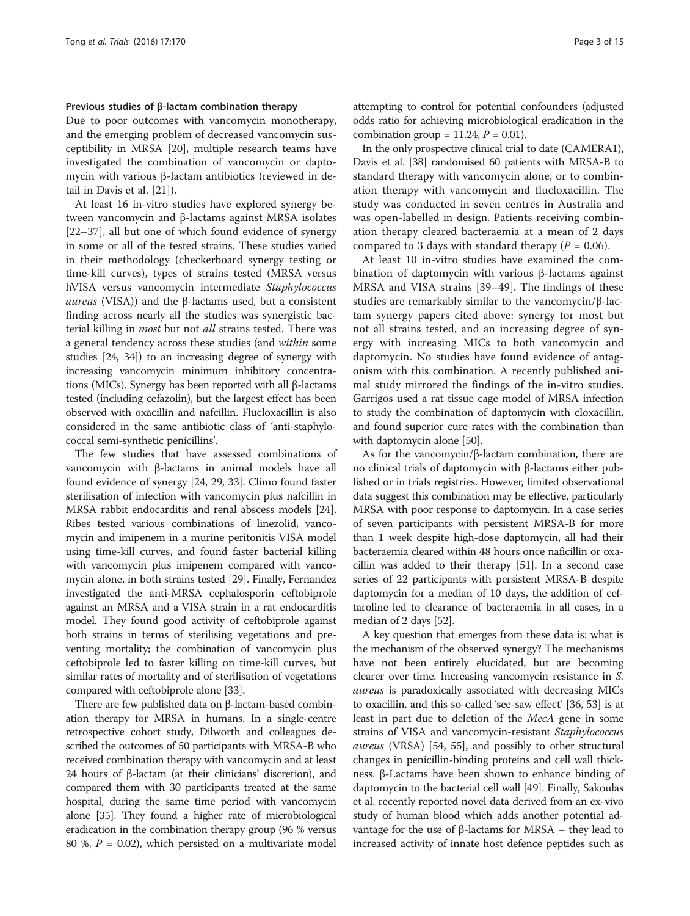#### Previous studies of β-lactam combination therapy

Due to poor outcomes with vancomycin monotherapy, and the emerging problem of decreased vancomycin susceptibility in MRSA [20], multiple research teams have investigated the combination of vancomycin or daptomycin with various β-lactam antibiotics (reviewed in detail in Davis et al. [21]).

At least 16 in-vitro studies have explored synergy between vancomycin and β-lactams against MRSA isolates [22–37], all but one of which found evidence of synergy in some or all of the tested strains. These studies varied in their methodology (checkerboard synergy testing or time-kill curves), types of strains tested (MRSA versus hVISA versus vancomycin intermediate *Staphylococcus aureus* (VISA)) and the β-lactams used, but a consistent finding across nearly all the studies was synergistic bacterial killing in *most* but not *all* strains tested. There was a general tendency across these studies (and *within* some studies [24, 34]) to an increasing degree of synergy with increasing vancomycin minimum inhibitory concentrations (MICs). Synergy has been reported with all β-lactams tested (including cefazolin), but the largest effect has been observed with oxacillin and nafcillin. Flucloxacillin is also considered in the same antibiotic class of 'anti-staphylococcal semi-synthetic penicillins'.

The few studies that have assessed combinations of vancomycin with β-lactams in animal models have all found evidence of synergy [24, 29, 33]. Climo found faster sterilisation of infection with vancomycin plus nafcillin in MRSA rabbit endocarditis and renal abscess models [24]. Ribes tested various combinations of linezolid, vancomycin and imipenem in a murine peritonitis VISA model using time-kill curves, and found faster bacterial killing with vancomycin plus imipenem compared with vancomycin alone, in both strains tested [29]. Finally, Fernandez investigated the anti-MRSA cephalosporin ceftobiprole against an MRSA and a VISA strain in a rat endocarditis model. They found good activity of ceftobiprole against both strains in terms of sterilising vegetations and preventing mortality; the combination of vancomycin plus ceftobiprole led to faster killing on time-kill curves, but similar rates of mortality and of sterilisation of vegetations compared with ceftobiprole alone [33].

There are few published data on β-lactam-based combination therapy for MRSA in humans. In a single-centre retrospective cohort study, Dilworth and colleagues described the outcomes of 50 participants with MRSA-B who received combination therapy with vancomycin and at least 24 hours of β-lactam (at their clinicians' discretion), and compared them with 30 participants treated at the same hospital, during the same time period with vancomycin alone [35]. They found a higher rate of microbiological eradication in the combination therapy group (96 % versus 80 %, $P = 0.02$), which persisted on a multivariate model attempting to control for potential confounders (adjusted odds ratio for achieving microbiological eradication in the combination group = 11.24, $P = 0.01$).

In the only prospective clinical trial to date (CAMERA1), Davis et al. [38] randomised 60 patients with MRSA-B to standard therapy with vancomycin alone, or to combination therapy with vancomycin and flucloxacillin. The study was conducted in seven centres in Australia and was open-labelled in design. Patients receiving combination therapy cleared bacteraemia at a mean of 2 days compared to 3 days with standard therapy ($P = 0.06$).

At least 10 in-vitro studies have examined the combination of daptomycin with various β-lactams against MRSA and VISA strains [39–49]. The findings of these studies are remarkably similar to the vancomycin/β-lactam synergy papers cited above: synergy for most but not all strains tested, and an increasing degree of synergy with increasing MICs to both vancomycin and daptomycin. No studies have found evidence of antagonism with this combination. A recently published animal study mirrored the findings of the in-vitro studies. Garrigos used a rat tissue cage model of MRSA infection to study the combination of daptomycin with cloxacillin, and found superior cure rates with the combination than with daptomycin alone [50].

As for the vancomycin/β-lactam combination, there are no clinical trials of daptomycin with β-lactams either published or in trials registries. However, limited observational data suggest this combination may be effective, particularly MRSA with poor response to daptomycin. In a case series of seven participants with persistent MRSA-B for more than 1 week despite high-dose daptomycin, all had their bacteraemia cleared within 48 hours once naficillin or oxacillin was added to their therapy [51]. In a second case series of 22 participants with persistent MRSA-B despite daptomycin for a median of 10 days, the addition of ceftaroline led to clearance of bacteraemia in all cases, in a median of 2 days [52].

A key question that emerges from these data is: what is the mechanism of the observed synergy? The mechanisms have not been entirely elucidated, but are becoming clearer over time. Increasing vancomycin resistance in *S. aureus* is paradoxically associated with decreasing MICs to oxacillin, and this so-called 'see-saw effect' [36, 53] is at least in part due to deletion of the *MecA* gene in some strains of VISA and vancomycin-resistant *Staphylococcus aureus* (VRSA) [54, 55], and possibly to other structural changes in penicillin-binding proteins and cell wall thickness. β-Lactams have been shown to enhance binding of daptomycin to the bacterial cell wall [49]. Finally, Sakoulas et al. recently reported novel data derived from an ex-vivo study of human blood which adds another potential advantage for the use of β-lactams for MRSA – they lead to increased activity of innate host defence peptides such as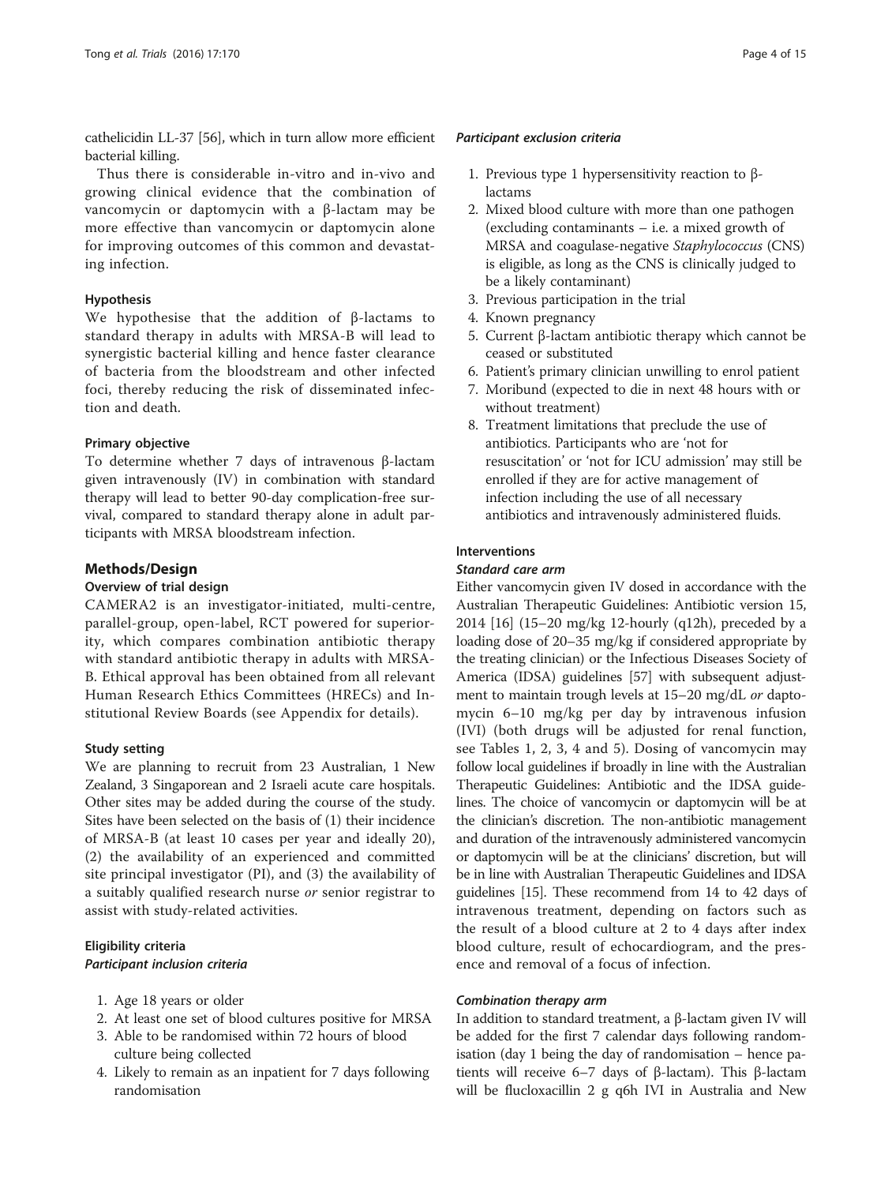cathelicidin LL-37 [56], which in turn allow more efficient bacterial killing.

Thus there is considerable in-vitro and in-vivo and growing clinical evidence that the combination of vancomycin or daptomycin with a β-lactam may be more effective than vancomycin or daptomycin alone for improving outcomes of this common and devastating infection.

### Hypothesis

We hypothesise that the addition of β-lactams to standard therapy in adults with MRSA-B will lead to synergistic bacterial killing and hence faster clearance of bacteria from the bloodstream and other infected foci, thereby reducing the risk of disseminated infection and death.

### Primary objective

To determine whether 7 days of intravenous β-lactam given intravenously (IV) in combination with standard therapy will lead to better 90-day complication-free survival, compared to standard therapy alone in adult participants with MRSA bloodstream infection.

## Methods/Design

### Overview of trial design

CAMERA2 is an investigator-initiated, multi-centre, parallel-group, open-label, RCT powered for superiority, which compares combination antibiotic therapy with standard antibiotic therapy in adults with MRSA-B. Ethical approval has been obtained from all relevant Human Research Ethics Committees (HRECs) and Institutional Review Boards (see Appendix for details).

### Study setting

We are planning to recruit from 23 Australian, 1 New Zealand, 3 Singaporean and 2 Israeli acute care hospitals. Other sites may be added during the course of the study. Sites have been selected on the basis of (1) their incidence of MRSA-B (at least 10 cases per year and ideally 20), (2) the availability of an experienced and committed site principal investigator (PI), and (3) the availability of a suitably qualified research nurse *or* senior registrar to assist with study-related activities.

### Eligibility criteria

#### *Participant inclusion criteria*

1. Age 18 years or older
2. At least one set of blood cultures positive for MRSA
3. Able to be randomised within 72 hours of blood culture being collected
4. Likely to remain as an inpatient for 7 days following randomisation

#### *Participant exclusion criteria*

1. Previous type 1 hypersensitivity reaction to β-lactams
2. Mixed blood culture with more than one pathogen (excluding contaminants – i.e. a mixed growth of MRSA and coagulase-negative *Staphylococcus* (CNS) is eligible, as long as the CNS is clinically judged to be a likely contaminant)
3. Previous participation in the trial
4. Known pregnancy
5. Current β-lactam antibiotic therapy which cannot be ceased or substituted
6. Patient's primary clinician unwilling to enrol patient
7. Moribund (expected to die in next 48 hours with or without treatment)
8. Treatment limitations that preclude the use of antibiotics. Participants who are 'not for resuscitation' or 'not for ICU admission' may still be enrolled if they are for active management of infection including the use of all necessary antibiotics and intravenously administered fluids.

### Interventions

#### *Standard care arm*

Either vancomycin given IV dosed in accordance with the Australian Therapeutic Guidelines: Antibiotic version 15, 2014 [16] (15–20 mg/kg 12-hourly (q12h), preceded by a loading dose of 20–35 mg/kg if considered appropriate by the treating clinician) or the Infectious Diseases Society of America (IDSA) guidelines [57] with subsequent adjustment to maintain trough levels at 15–20 mg/dL *or* daptomycin 6–10 mg/kg per day by intravenous infusion (IVI) (both drugs will be adjusted for renal function, see Tables 1, 2, 3, 4 and 5). Dosing of vancomycin may follow local guidelines if broadly in line with the Australian Therapeutic Guidelines: Antibiotic and the IDSA guidelines. The choice of vancomycin or daptomycin will be at the clinician's discretion. The non-antibiotic management and duration of the intravenously administered vancomycin or daptomycin will be at the clinicians' discretion, but will be in line with Australian Therapeutic Guidelines and IDSA guidelines [15]. These recommend from 14 to 42 days of intravenous treatment, depending on factors such as the result of a blood culture at 2 to 4 days after index blood culture, result of echocardiogram, and the presence and removal of a focus of infection.

#### *Combination therapy arm*

In addition to standard treatment, a β-lactam given IV will be added for the first 7 calendar days following randomisation (day 1 being the day of randomisation – hence patients will receive 6–7 days of β-lactam). This β-lactam will be flucloxacillin 2 g q6h IVI in Australia and New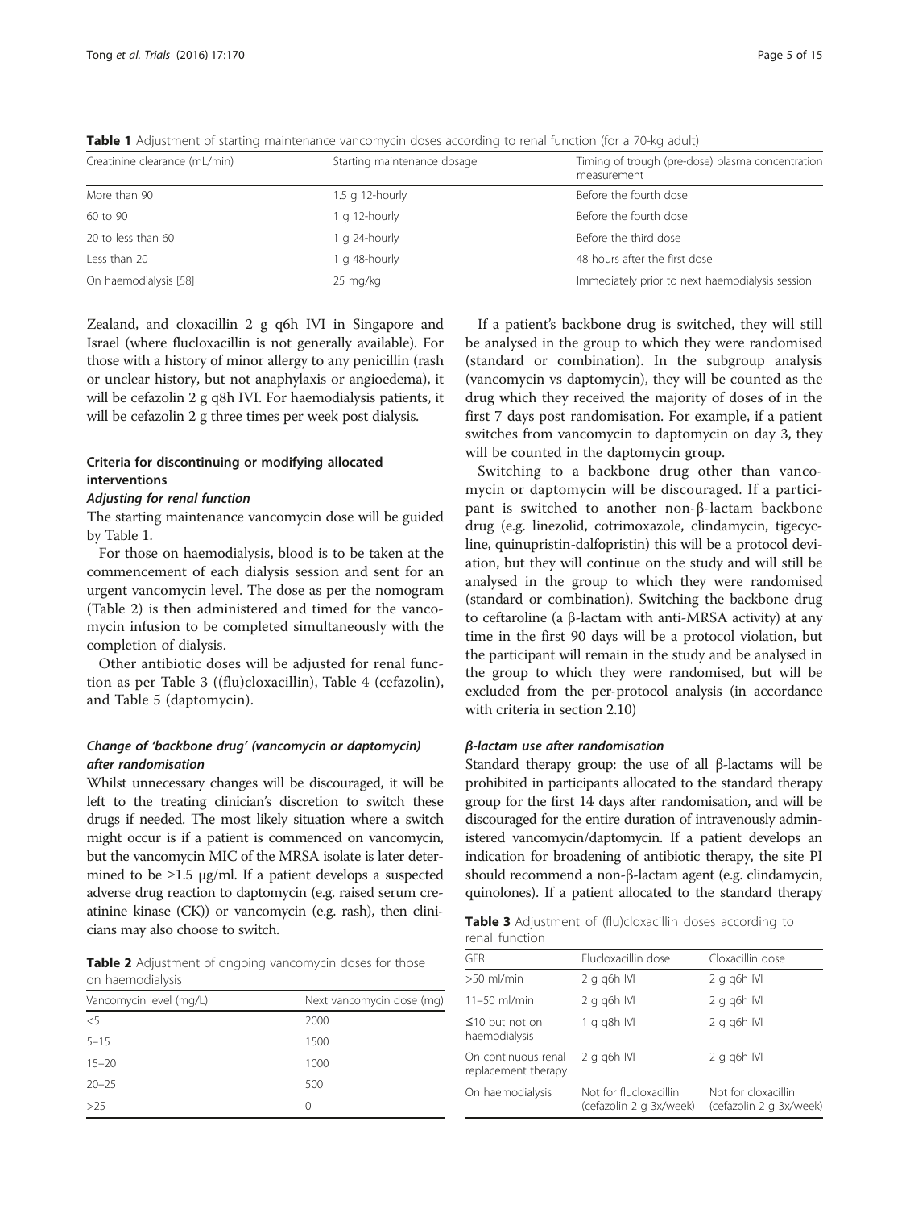**Table 1** Adjustment of starting maintenance vancomycin doses according to renal function (for a 70-kg adult)

| Creatinine clearance (mL/min) | Starting maintenance dosage | Timing of trough (pre-dose) plasma concentration measurement |
|---|---|---|
| More than 90 | 1.5 g 12-hourly | Before the fourth dose |
| 60 to 90 | 1 g 12-hourly | Before the fourth dose |
| 20 to less than 60 | 1 g 24-hourly | Before the third dose |
| Less than 20 | 1 g 48-hourly | 48 hours after the first dose |
| On haemodialysis [58] | 25 mg/kg | Immediately prior to next haemodialysis session |

Zealand, and cloxacillin 2 g q6h IVI in Singapore and Israel (where flucloxacillin is not generally available). For those with a history of minor allergy to any penicillin (rash or unclear history, but not anaphylaxis or angioedema), it will be cefazolin 2 g q8h IVI. For haemodialysis patients, it will be cefazolin 2 g three times per week post dialysis.

### Criteria for discontinuing or modifying allocated interventions

#### *Adjusting for renal function*

The starting maintenance vancomycin dose will be guided by Table 1.

For those on haemodialysis, blood is to be taken at the commencement of each dialysis session and sent for an urgent vancomycin level. The dose as per the nomogram (Table 2) is then administered and timed for the vancomycin infusion to be completed simultaneously with the completion of dialysis.

Other antibiotic doses will be adjusted for renal function as per Table 3 ((flu)cloxacillin), Table 4 (cefazolin), and Table 5 (daptomycin).

#### *Change of 'backbone drug' (vancomycin or daptomycin) after randomisation*

Whilst unnecessary changes will be discouraged, it will be left to the treating clinician's discretion to switch these drugs if needed. The most likely situation where a switch might occur is if a patient is commenced on vancomycin, but the vancomycin MIC of the MRSA isolate is later determined to be ≥1.5 μg/ml. If a patient develops a suspected adverse drug reaction to daptomycin (e.g. raised serum creatinine kinase (CK)) or vancomycin (e.g. rash), then clinicians may also choose to switch.

**Table 2** Adjustment of ongoing vancomycin doses for those on haemodialysis

| Vancomycin level (mg/L) | Next vancomycin dose (mg) |
|---|---|
| <5 | 2000 |
| 5–15 | 1500 |
| 15–20 | 1000 |
| 20–25 | 500 |
| >25 | 0 |

If a patient's backbone drug is switched, they will still be analysed in the group to which they were randomised (standard or combination). In the subgroup analysis (vancomycin vs daptomycin), they will be counted as the drug which they received the majority of doses of in the first 7 days post randomisation. For example, if a patient switches from vancomycin to daptomycin on day 3, they will be counted in the daptomycin group.

Switching to a backbone drug other than vancomycin or daptomycin will be discouraged. If a participant is switched to another non-β-lactam backbone drug (e.g. linezolid, cotrimoxazole, clindamycin, tigecycline, quinupristin-dalfopristin) this will be a protocol deviation, but they will continue on the study and will still be analysed in the group to which they were randomised (standard or combination). Switching the backbone drug to ceftaroline (a β-lactam with anti-MRSA activity) at any time in the first 90 days will be a protocol violation, but the participant will remain in the study and be analysed in the group to which they were randomised, but will be excluded from the per-protocol analysis (in accordance with criteria in section 2.10)

#### *β-lactam use after randomisation*

Standard therapy group: the use of all β-lactams will be prohibited in participants allocated to the standard therapy group for the first 14 days after randomisation, and will be discouraged for the entire duration of intravenously administered vancomycin/daptomycin. If a patient develops an indication for broadening of antibiotic therapy, the site PI should recommend a non-β-lactam agent (e.g. clindamycin, quinolones). If a patient allocated to the standard therapy

**Table 3** Adjustment of (flu)cloxacillin doses according to renal function

| GFR | Flucloxacillin dose | Cloxacillin dose |
|---|---|---|
| >50 ml/min | 2 g q6h IVI | 2 g q6h IVI |
| 11–50 ml/min | 2 g q6h IVI | 2 g q6h IVI |
| ≤10 but not on haemodialysis | 1 g q8h IVI | 2 g q6h IVI |
| On continuous renal replacement therapy | 2 g q6h IVI | 2 g q6h IVI |
| On haemodialysis | Not for flucloxacillin (cefazolin 2 g 3x/week) | Not for cloxacillin (cefazolin 2 g 3x/week) |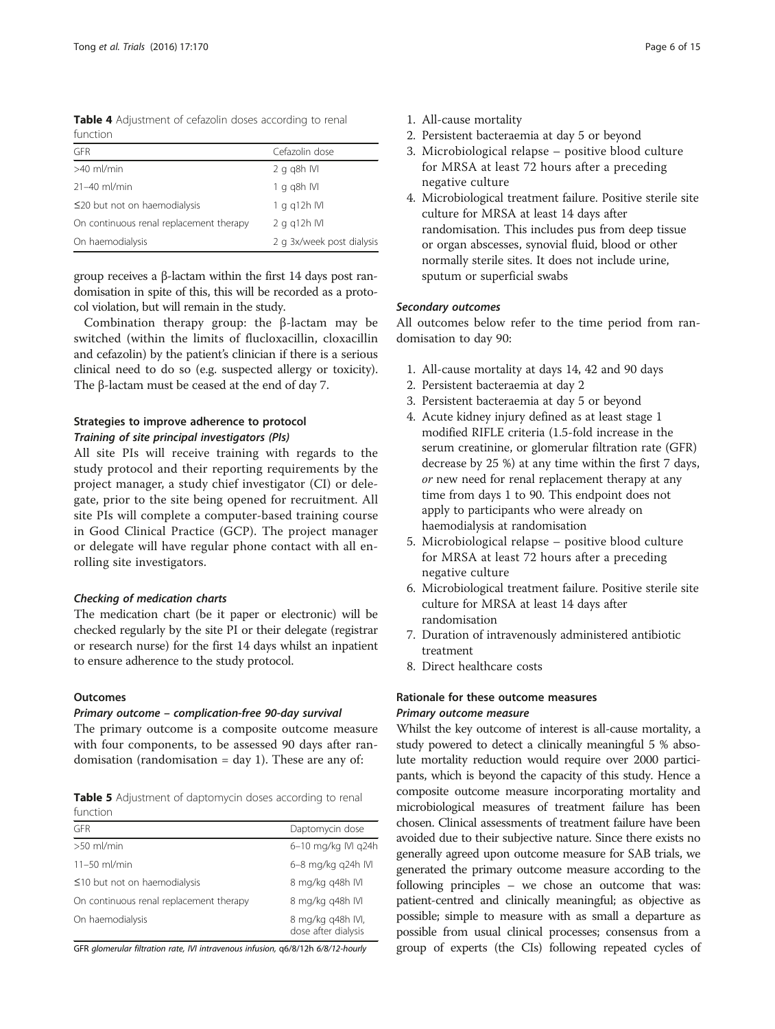**Table 4** Adjustment of cefazolin doses according to renal function

| GFR | Cefazolin dose |
|---|---|
| >40 ml/min | 2 g q8h IVI |
| 21–40 ml/min | 1 g q8h IVI |
| ≤20 but not on haemodialysis | 1 g q12h IVI |
| On continuous renal replacement therapy | 2 g q12h IVI |
| On haemodialysis | 2 g 3x/week post dialysis |

group receives a β-lactam within the first 14 days post randomisation in spite of this, this will be recorded as a protocol violation, but will remain in the study.

Combination therapy group: the β-lactam may be switched (within the limits of flucloxacillin, cloxacillin and cefazolin) by the patient's clinician if there is a serious clinical need to do so (e.g. suspected allergy or toxicity). The β-lactam must be ceased at the end of day 7.

### Strategies to improve adherence to protocol

#### *Training of site principal investigators (PIs)*

All site PIs will receive training with regards to the study protocol and their reporting requirements by the project manager, a study chief investigator (CI) or delegate, prior to the site being opened for recruitment. All site PIs will complete a computer-based training course in Good Clinical Practice (GCP). The project manager or delegate will have regular phone contact with all enrolling site investigators.

#### *Checking of medication charts*

The medication chart (be it paper or electronic) will be checked regularly by the site PI or their delegate (registrar or research nurse) for the first 14 days whilst an inpatient to ensure adherence to the study protocol.

### Outcomes

#### *Primary outcome – complication-free 90-day survival*

The primary outcome is a composite outcome measure with four components, to be assessed 90 days after randomisation (randomisation = day 1). These are any of:

**Table 5** Adjustment of daptomycin doses according to renal function

| GFR | Daptomycin dose |
|---|---|
| >50 ml/min | 6–10 mg/kg IVI q24h |
| 11–50 ml/min | 6–8 mg/kg q24h IVI |
| ≤10 but not on haemodialysis | 8 mg/kg q48h IVI |
| On continuous renal replacement therapy | 8 mg/kg q48h IVI |
| On haemodialysis | 8 mg/kg q48h IVI, dose after dialysis |

GFR *glomerular filtration rate, IVI intravenous infusion,* q6/8/12h *6/8/12-hourly*

1. All-cause mortality
2. Persistent bacteraemia at day 5 or beyond
3. Microbiological relapse – positive blood culture for MRSA at least 72 hours after a preceding negative culture
4. Microbiological treatment failure. Positive sterile site culture for MRSA at least 14 days after randomisation. This includes pus from deep tissue or organ abscesses, synovial fluid, blood or other normally sterile sites. It does not include urine, sputum or superficial swabs

#### *Secondary outcomes*

All outcomes below refer to the time period from randomisation to day 90:

1. All-cause mortality at days 14, 42 and 90 days
2. Persistent bacteraemia at day 2
3. Persistent bacteraemia at day 5 or beyond
4. Acute kidney injury defined as at least stage 1 modified RIFLE criteria (1.5-fold increase in the serum creatinine, or glomerular filtration rate (GFR) decrease by 25 %) at any time within the first 7 days, *or* new need for renal replacement therapy at any time from days 1 to 90. This endpoint does not apply to participants who were already on haemodialysis at randomisation
5. Microbiological relapse – positive blood culture for MRSA at least 72 hours after a preceding negative culture
6. Microbiological treatment failure. Positive sterile site culture for MRSA at least 14 days after randomisation
7. Duration of intravenously administered antibiotic treatment
8. Direct healthcare costs

### Rationale for these outcome measures

#### *Primary outcome measure*

Whilst the key outcome of interest is all-cause mortality, a study powered to detect a clinically meaningful 5 % absolute mortality reduction would require over 2000 participants, which is beyond the capacity of this study. Hence a composite outcome measure incorporating mortality and microbiological measures of treatment failure has been chosen. Clinical assessments of treatment failure have been avoided due to their subjective nature. Since there exists no generally agreed upon outcome measure for SAB trials, we generated the primary outcome measure according to the following principles – we chose an outcome that was: patient-centred and clinically meaningful; as objective as possible; simple to measure with as small a departure as possible from usual clinical processes; consensus from a group of experts (the CIs) following repeated cycles of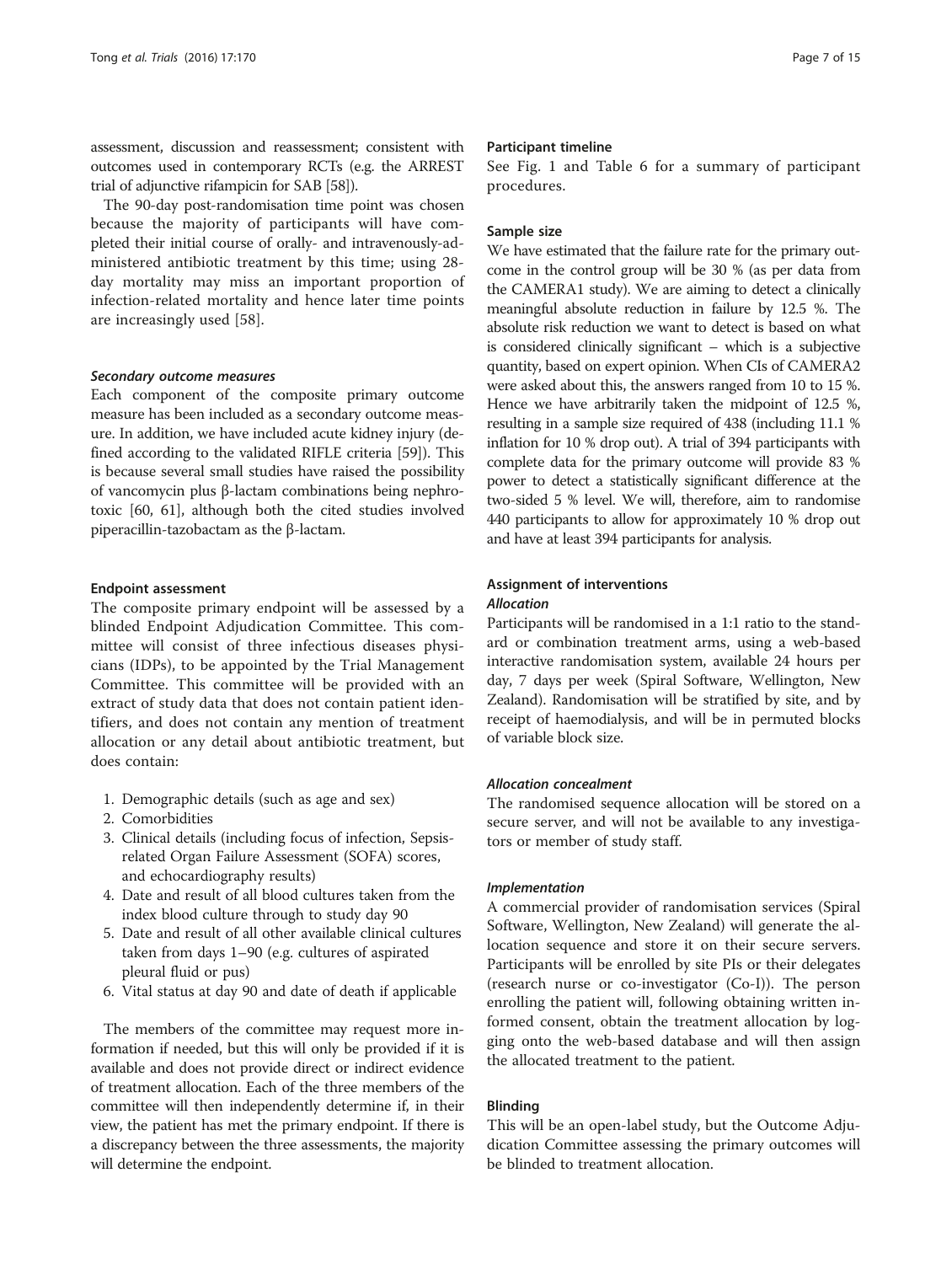assessment, discussion and reassessment; consistent with outcomes used in contemporary RCTs (e.g. the ARREST trial of adjunctive rifampicin for SAB [58]).

The 90-day post-randomisation time point was chosen because the majority of participants will have completed their initial course of orally- and intravenously-administered antibiotic treatment by this time; using 28-day mortality may miss an important proportion of infection-related mortality and hence later time points are increasingly used [58].

#### *Secondary outcome measures*

Each component of the composite primary outcome measure has been included as a secondary outcome measure. In addition, we have included acute kidney injury (defined according to the validated RIFLE criteria [59]). This is because several small studies have raised the possibility of vancomycin plus β-lactam combinations being nephrotoxic [60, 61], although both the cited studies involved piperacillin-tazobactam as the β-lactam.

### Endpoint assessment

The composite primary endpoint will be assessed by a blinded Endpoint Adjudication Committee. This committee will consist of three infectious diseases physicians (IDPs), to be appointed by the Trial Management Committee. This committee will be provided with an extract of study data that does not contain patient identifiers, and does not contain any mention of treatment allocation or any detail about antibiotic treatment, but does contain:

1. Demographic details (such as age and sex)
2. Comorbidities
3. Clinical details (including focus of infection, Sepsis-related Organ Failure Assessment (SOFA) scores, and echocardiography results)
4. Date and result of all blood cultures taken from the index blood culture through to study day 90
5. Date and result of all other available clinical cultures taken from days 1–90 (e.g. cultures of aspirated pleural fluid or pus)
6. Vital status at day 90 and date of death if applicable

The members of the committee may request more information if needed, but this will only be provided if it is available and does not provide direct or indirect evidence of treatment allocation. Each of the three members of the committee will then independently determine if, in their view, the patient has met the primary endpoint. If there is a discrepancy between the three assessments, the majority will determine the endpoint.

### Participant timeline

See Fig. 1 and Table 6 for a summary of participant procedures.

### Sample size

We have estimated that the failure rate for the primary outcome in the control group will be 30 % (as per data from the CAMERA1 study). We are aiming to detect a clinically meaningful absolute reduction in failure by 12.5 %. The absolute risk reduction we want to detect is based on what is considered clinically significant – which is a subjective quantity, based on expert opinion. When CIs of CAMERA2 were asked about this, the answers ranged from 10 to 15 %. Hence we have arbitrarily taken the midpoint of 12.5 %, resulting in a sample size required of 438 (including 11.1 % inflation for 10 % drop out). A trial of 394 participants with complete data for the primary outcome will provide 83 % power to detect a statistically significant difference at the two-sided 5 % level. We will, therefore, aim to randomise 440 participants to allow for approximately 10 % drop out and have at least 394 participants for analysis.

### Assignment of interventions

#### *Allocation*

Participants will be randomised in a 1:1 ratio to the standard or combination treatment arms, using a web-based interactive randomisation system, available 24 hours per day, 7 days per week (Spiral Software, Wellington, New Zealand). Randomisation will be stratified by site, and by receipt of haemodialysis, and will be in permuted blocks of variable block size.

#### *Allocation concealment*

The randomised sequence allocation will be stored on a secure server, and will not be available to any investigators or member of study staff.

#### *Implementation*

A commercial provider of randomisation services (Spiral Software, Wellington, New Zealand) will generate the allocation sequence and store it on their secure servers. Participants will be enrolled by site PIs or their delegates (research nurse or co-investigator (Co-I)). The person enrolling the patient will, following obtaining written informed consent, obtain the treatment allocation by logging onto the web-based database and will then assign the allocated treatment to the patient.

### Blinding

This will be an open-label study, but the Outcome Adjudication Committee assessing the primary outcomes will be blinded to treatment allocation.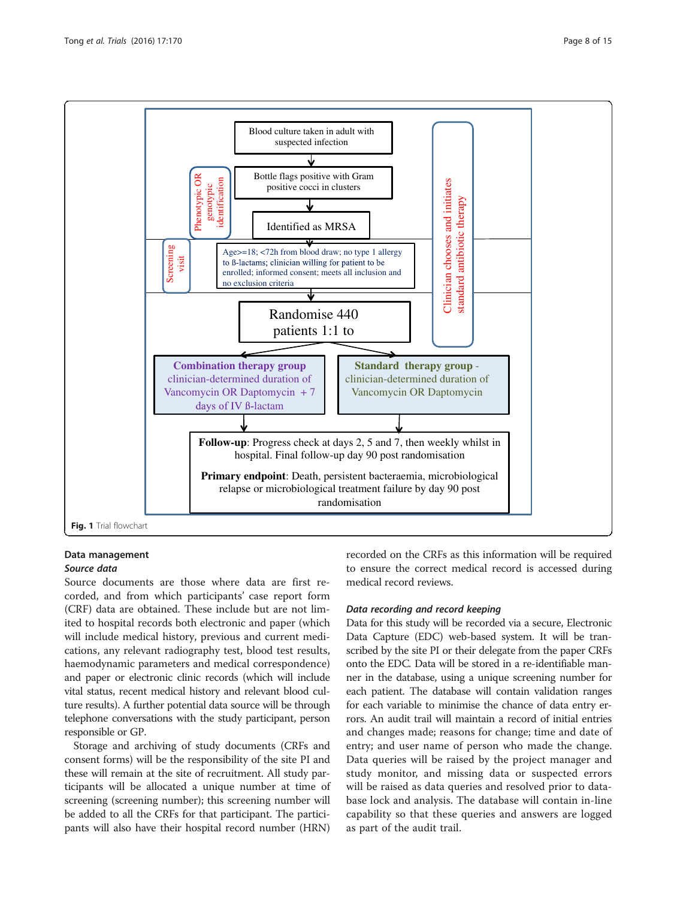Blood culture taken in adult with suspected infection

Bottle flags positive with Gram positive cocci in clusters

Identified as MRSA

Phenotypic OR genotypic identification

Screening visit

Age>=18; <72h from blood draw; no type 1 allergy to ß-lactams; clinician willing for patient to be enrolled; informed consent; meets all inclusion and no exclusion criteria

Clinician chooses and initiates standard antibiotic therapy

Randomise 440 patients 1:1 to

**Combination therapy group**
clinician-determined duration of Vancomycin OR Daptomycin + 7 days of IV ß-lactam

**Standard therapy group** -
clinician-determined duration of Vancomycin OR Daptomycin

**Follow-up**: Progress check at days 2, 5 and 7, then weekly whilst in hospital. Final follow-up day 90 post randomisation

**Primary endpoint**: Death, persistent bacteraemia, microbiological relapse or microbiological treatment failure by day 90 post randomisation

**Fig. 1** Trial flowchart

## Data management

### *Source data*

Source documents are those where data are first recorded, and from which participants' case report form (CRF) data are obtained. These include but are not limited to hospital records both electronic and paper (which will include medical history, previous and current medications, any relevant radiography test, blood test results, haemodynamic parameters and medical correspondence) and paper or electronic clinic records (which will include vital status, recent medical history and relevant blood culture results). A further potential data source will be through telephone conversations with the study participant, person responsible or GP.

Storage and archiving of study documents (CRFs and consent forms) will be the responsibility of the site PI and these will remain at the site of recruitment. All study participants will be allocated a unique number at time of screening (screening number); this screening number will be added to all the CRFs for that participant. The participants will also have their hospital record number (HRN) recorded on the CRFs as this information will be required to ensure the correct medical record is accessed during medical record reviews.

### *Data recording and record keeping*

Data for this study will be recorded via a secure, Electronic Data Capture (EDC) web-based system. It will be transcribed by the site PI or their delegate from the paper CRFs onto the EDC. Data will be stored in a re-identifiable manner in the database, using a unique screening number for each patient. The database will contain validation ranges for each variable to minimise the chance of data entry errors. An audit trail will maintain a record of initial entries and changes made; reasons for change; time and date of entry; and user name of person who made the change. Data queries will be raised by the project manager and study monitor, and missing data or suspected errors will be raised as data queries and resolved prior to database lock and analysis. The database will contain in-line capability so that these queries and answers are logged as part of the audit trail.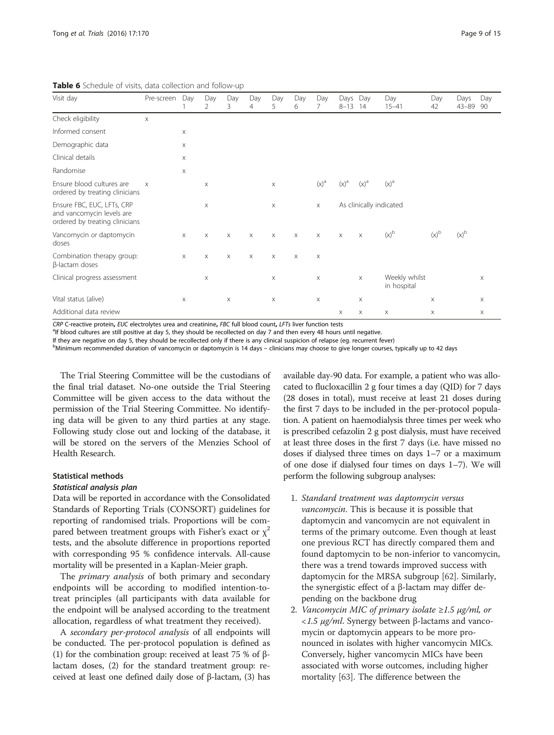**Table 6** Schedule of visits, data collection and follow-up

| Visit day | Pre-screen | Day 1 | Day 2 | Day 3 | Day 4 | Day 5 | Day 6 | Day 7 | Days 8–13 | Day 14 | Day 15–41 | Day 42 | Days 43–89 | Day 90 |
|---|---|---|---|---|---|---|---|---|---|---|---|---|---|---|
| Check eligibility | x | | | | | | | | | | | | | |
| Informed consent | | x | | | | | | | | | | | | |
| Demographic data | | x | | | | | | | | | | | | |
| Clinical details | | x | | | | | | | | | | | | |
| Randomise | | x | | | | | | | | | | | | |
| Ensure blood cultures are ordered by treating clinicians | x | | x | | | x | | (x)[a] | (x)[a] | (x)[a] | (x)[a] | | | |
| Ensure FBC, EUC, LFTs, CRP and vancomycin levels are ordered by treating clinicians | | | x | | | x | | x | As clinically indicated | | | | | |
| Vancomycin *or* daptomycin doses | | x | x | x | x | x | x | x | x | x | (x)[b] | (x)[b] | (x)[b] | |
| Combination therapy group: β-lactam doses | | x | x | x | x | x | x | x | | | | | | |
| Clinical progress assessment | | | x | | | x | | x | | x | Weekly whilst in hospital | | | x |
| Vital status (alive) | | x | | x | | x | | x | | x | | x | | x |
| Additional data review | | | | | | | | | x | x | x | x | | x |

*CRP* C-reactive protein, *EUC* electrolytes urea and creatinine, *FBC* full blood count, *LFTs* liver function tests

[a]If blood cultures are still positive at day 5, they should be recollected on day 7 and then every 48 hours until negative.
If they are negative on day 5, they should be recollected only if there is any clinical suspicion of relapse (eg. recurrent fever)

[b]Minimum recommended duration of vancomycin or daptomycin is 14 days – clinicians may choose to give longer courses, typically up to 42 days

The Trial Steering Committee will be the custodians of the final trial dataset. No-one outside the Trial Steering Committee will be given access to the data without the permission of the Trial Steering Committee. No identifying data will be given to any third parties at any stage. Following study close out and locking of the database, it will be stored on the servers of the Menzies School of Health Research.

### Statistical methods

#### *Statistical analysis plan*

Data will be reported in accordance with the Consolidated Standards of Reporting Trials (CONSORT) guidelines for reporting of randomised trials. Proportions will be compared between treatment groups with Fisher's exact or $\chi^2$ tests, and the absolute difference in proportions reported with corresponding 95 % confidence intervals. All-cause mortality will be presented in a Kaplan-Meier graph.

The *primary analysis* of both primary and secondary endpoints will be according to modified intention-to-treat principles (all participants with data available for the endpoint will be analysed according to the treatment allocation, regardless of what treatment they received).

A *secondary per-protocol analysis* of all endpoints will be conducted. The per-protocol population is defined as (1) for the combination group: received at least 75 % of β-lactam doses, (2) for the standard treatment group: received at least one defined daily dose of β-lactam, (3) has available day-90 data. For example, a patient who was allocated to flucloxacillin 2 g four times a day (QID) for 7 days (28 doses in total), must receive at least 21 doses during the first 7 days to be included in the per-protocol population. A patient on haemodialysis three times per week who is prescribed cefazolin 2 g post dialysis, must have received at least three doses in the first 7 days (i.e. have missed no doses if dialysed three times on days 1–7 or a maximum of one dose if dialysed four times on days 1–7). We will perform the following subgroup analyses:

1. *Standard treatment was daptomycin versus vancomycin*. This is because it is possible that daptomycin and vancomycin are not equivalent in terms of the primary outcome. Even though at least one previous RCT has directly compared them and found daptomycin to be non-inferior to vancomycin, there was a trend towards improved success with daptomycin for the MRSA subgroup [62]. Similarly, the synergistic effect of a β-lactam may differ depending on the backbone drug
2. *Vancomycin MIC of primary isolate ≥1.5 μg/ml, or <1.5 μg/ml*. Synergy between β-lactams and vancomycin or daptomycin appears to be more pronounced in isolates with higher vancomycin MICs. Conversely, higher vancomycin MICs have been associated with worse outcomes, including higher mortality [63]. The difference between the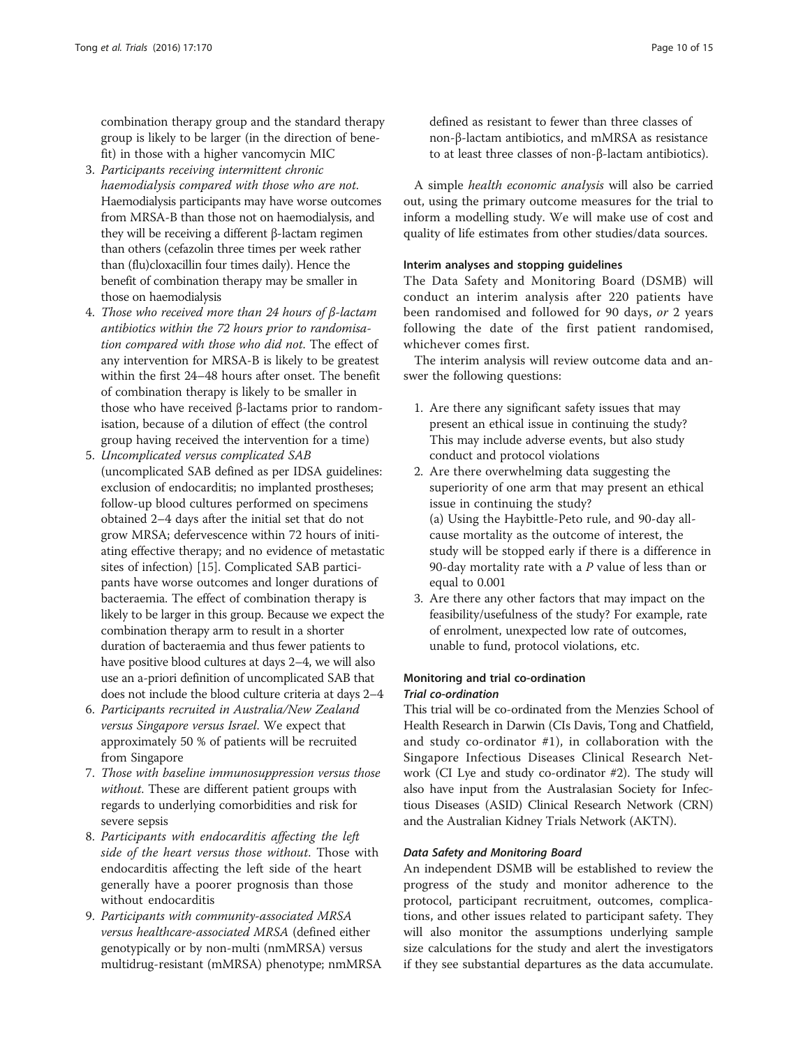combination therapy group and the standard therapy group is likely to be larger (in the direction of benefit) in those with a higher vancomycin MIC

3. *Participants receiving intermittent chronic haemodialysis compared with those who are not.* Haemodialysis participants may have worse outcomes from MRSA-B than those not on haemodialysis, and they will be receiving a different β-lactam regimen than others (cefazolin three times per week rather than (flu)cloxacillin four times daily). Hence the benefit of combination therapy may be smaller in those on haemodialysis
4. *Those who received more than 24 hours of β-lactam antibiotics within the 72 hours prior to randomisation compared with those who did not.* The effect of any intervention for MRSA-B is likely to be greatest within the first 24–48 hours after onset. The benefit of combination therapy is likely to be smaller in those who have received β-lactams prior to randomisation, because of a dilution of effect (the control group having received the intervention for a time)
5. *Uncomplicated versus complicated SAB* (uncomplicated SAB defined as per IDSA guidelines: exclusion of endocarditis; no implanted prostheses; follow-up blood cultures performed on specimens obtained 2–4 days after the initial set that do not grow MRSA; defervescence within 72 hours of initiating effective therapy; and no evidence of metastatic sites of infection) [15]. Complicated SAB participants have worse outcomes and longer durations of bacteraemia. The effect of combination therapy is likely to be larger in this group. Because we expect the combination therapy arm to result in a shorter duration of bacteraemia and thus fewer patients to have positive blood cultures at days 2–4, we will also use an a-priori definition of uncomplicated SAB that does not include the blood culture criteria at days 2–4
6. *Participants recruited in Australia/New Zealand versus Singapore versus Israel.* We expect that approximately 50 % of patients will be recruited from Singapore
7. *Those with baseline immunosuppression versus those without.* These are different patient groups with regards to underlying comorbidities and risk for severe sepsis
8. *Participants with endocarditis affecting the left side of the heart versus those without.* Those with endocarditis affecting the left side of the heart generally have a poorer prognosis than those without endocarditis
9. *Participants with community-associated MRSA versus healthcare-associated MRSA* (defined either genotypically or by non-multi (nmMRSA) versus multidrug-resistant (mMRSA) phenotype; nmMRSA defined as resistant to fewer than three classes of non-β-lactam antibiotics, and mMRSA as resistance to at least three classes of non-β-lactam antibiotics).

A simple *health economic analysis* will also be carried out, using the primary outcome measures for the trial to inform a modelling study. We will make use of cost and quality of life estimates from other studies/data sources.

### Interim analyses and stopping guidelines

The Data Safety and Monitoring Board (DSMB) will conduct an interim analysis after 220 patients have been randomised and followed for 90 days, *or* 2 years following the date of the first patient randomised, whichever comes first.

The interim analysis will review outcome data and answer the following questions:

1. Are there any significant safety issues that may present an ethical issue in continuing the study? This may include adverse events, but also study conduct and protocol violations
2. Are there overwhelming data suggesting the superiority of one arm that may present an ethical issue in continuing the study?
   (a) Using the Haybittle-Peto rule, and 90-day all-cause mortality as the outcome of interest, the study will be stopped early if there is a difference in 90-day mortality rate with a $P$ value of less than or equal to 0.001
3. Are there any other factors that may impact on the feasibility/usefulness of the study? For example, rate of enrolment, unexpected low rate of outcomes, unable to fund, protocol violations, etc.

### Monitoring and trial co-ordination

#### *Trial co-ordination*

This trial will be co-ordinated from the Menzies School of Health Research in Darwin (CIs Davis, Tong and Chatfield, and study co-ordinator #1), in collaboration with the Singapore Infectious Diseases Clinical Research Network (CI Lye and study co-ordinator #2). The study will also have input from the Australasian Society for Infectious Diseases (ASID) Clinical Research Network (CRN) and the Australian Kidney Trials Network (AKTN).

#### *Data Safety and Monitoring Board*

An independent DSMB will be established to review the progress of the study and monitor adherence to the protocol, participant recruitment, outcomes, complications, and other issues related to participant safety. They will also monitor the assumptions underlying sample size calculations for the study and alert the investigators if they see substantial departures as the data accumulate.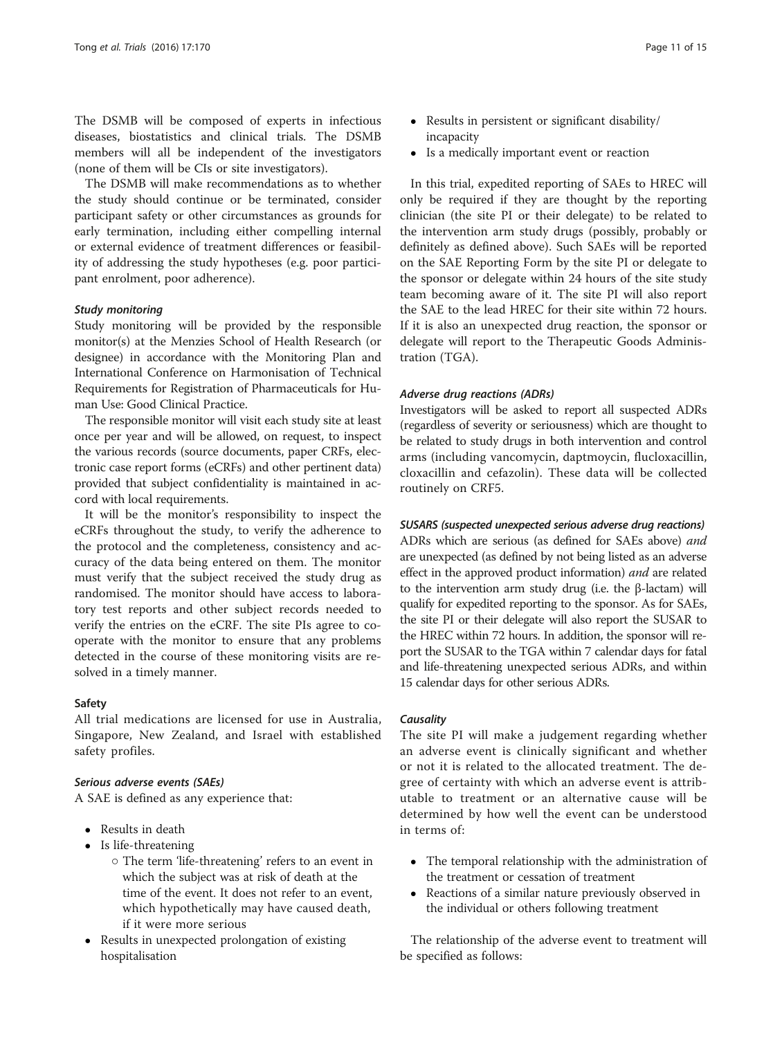The DSMB will be composed of experts in infectious diseases, biostatistics and clinical trials. The DSMB members will all be independent of the investigators (none of them will be CIs or site investigators).

The DSMB will make recommendations as to whether the study should continue or be terminated, consider participant safety or other circumstances as grounds for early termination, including either compelling internal or external evidence of treatment differences or feasibility of addressing the study hypotheses (e.g. poor participant enrolment, poor adherence).

#### *Study monitoring*

Study monitoring will be provided by the responsible monitor(s) at the Menzies School of Health Research (or designee) in accordance with the Monitoring Plan and International Conference on Harmonisation of Technical Requirements for Registration of Pharmaceuticals for Human Use: Good Clinical Practice.

The responsible monitor will visit each study site at least once per year and will be allowed, on request, to inspect the various records (source documents, paper CRFs, electronic case report forms (eCRFs) and other pertinent data) provided that subject confidentiality is maintained in accord with local requirements.

It will be the monitor's responsibility to inspect the eCRFs throughout the study, to verify the adherence to the protocol and the completeness, consistency and accuracy of the data being entered on them. The monitor must verify that the subject received the study drug as randomised. The monitor should have access to laboratory test reports and other subject records needed to verify the entries on the eCRF. The site PIs agree to cooperate with the monitor to ensure that any problems detected in the course of these monitoring visits are resolved in a timely manner.

### Safety

All trial medications are licensed for use in Australia, Singapore, New Zealand, and Israel with established safety profiles.

#### *Serious adverse events (SAEs)*

A SAE is defined as any experience that:

- Results in death
- Is life-threatening
  - The term 'life-threatening' refers to an event in which the subject was at risk of death at the time of the event. It does not refer to an event, which hypothetically may have caused death, if it were more serious
- Results in unexpected prolongation of existing hospitalisation
- Results in persistent or significant disability/incapacity
- Is a medically important event or reaction

In this trial, expedited reporting of SAEs to HREC will only be required if they are thought by the reporting clinician (the site PI or their delegate) to be related to the intervention arm study drugs (possibly, probably or definitely as defined above). Such SAEs will be reported on the SAE Reporting Form by the site PI or delegate to the sponsor or delegate within 24 hours of the site study team becoming aware of it. The site PI will also report the SAE to the lead HREC for their site within 72 hours. If it is also an unexpected drug reaction, the sponsor or delegate will report to the Therapeutic Goods Administration (TGA).

#### *Adverse drug reactions (ADRs)*

Investigators will be asked to report all suspected ADRs (regardless of severity or seriousness) which are thought to be related to study drugs in both intervention and control arms (including vancomycin, daptmoycin, flucloxacillin, cloxacillin and cefazolin). These data will be collected routinely on CRF5.

#### *SUSARS (suspected unexpected serious adverse drug reactions)*

ADRs which are serious (as defined for SAEs above) *and* are unexpected (as defined by not being listed as an adverse effect in the approved product information) *and* are related to the intervention arm study drug (i.e. the β-lactam) will qualify for expedited reporting to the sponsor. As for SAEs, the site PI or their delegate will also report the SUSAR to the HREC within 72 hours. In addition, the sponsor will report the SUSAR to the TGA within 7 calendar days for fatal and life-threatening unexpected serious ADRs, and within 15 calendar days for other serious ADRs.

#### *Causality*

The site PI will make a judgement regarding whether an adverse event is clinically significant and whether or not it is related to the allocated treatment. The degree of certainty with which an adverse event is attributable to treatment or an alternative cause will be determined by how well the event can be understood in terms of:

- The temporal relationship with the administration of the treatment or cessation of treatment
- Reactions of a similar nature previously observed in the individual or others following treatment

The relationship of the adverse event to treatment will be specified as follows: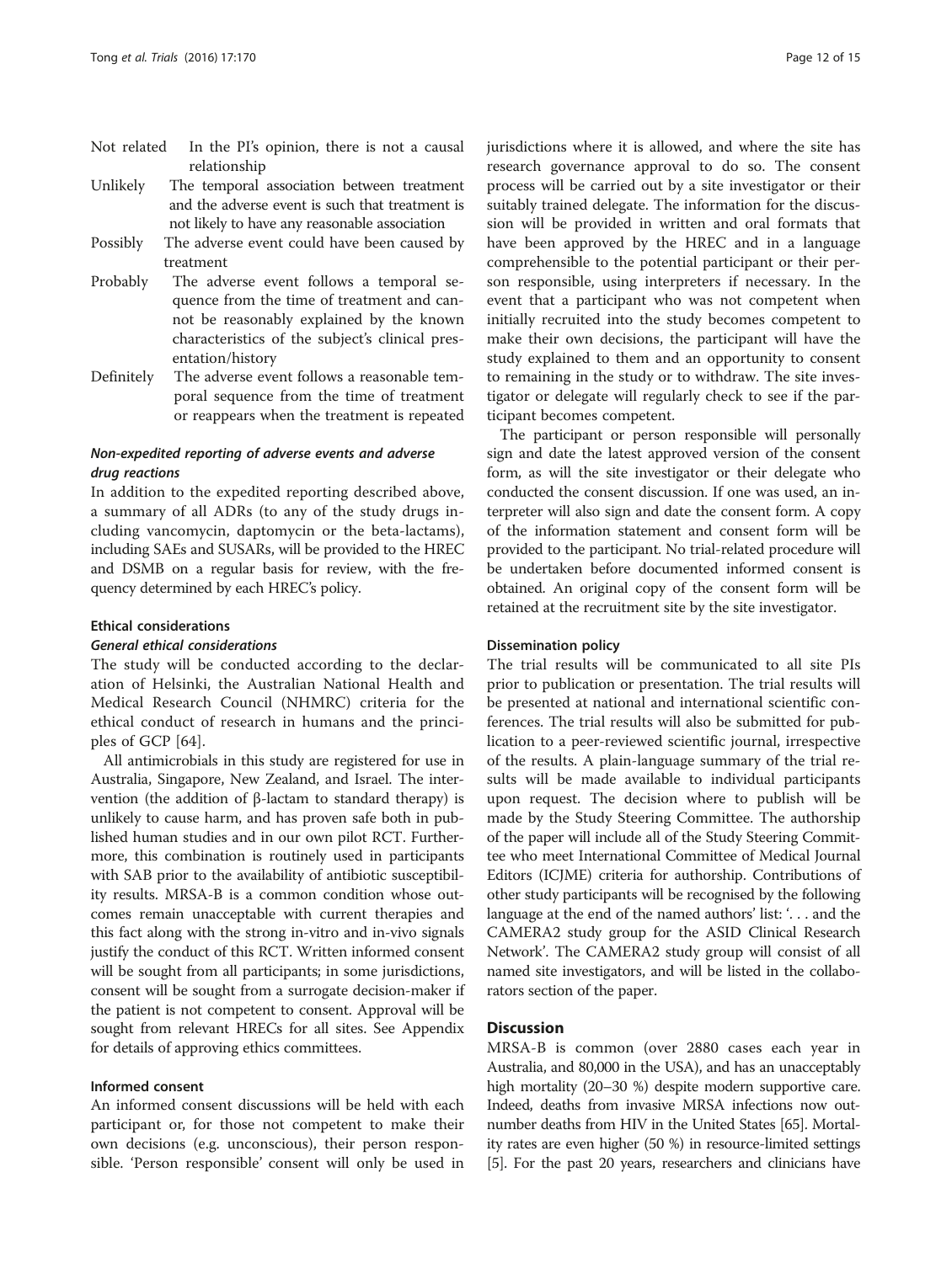| | |
|---|---|
| Not related | In the PI's opinion, there is not a causal relationship |
| Unlikely | The temporal association between treatment and the adverse event is such that treatment is not likely to have any reasonable association |
| Possibly | The adverse event could have been caused by treatment |
| Probably | The adverse event follows a temporal sequence from the time of treatment and cannot be reasonably explained by the known characteristics of the subject's clinical presentation/history |
| Definitely | The adverse event follows a reasonable temporal sequence from the time of treatment or reappears when the treatment is repeated |

#### *Non-expedited reporting of adverse events and adverse drug reactions*

In addition to the expedited reporting described above, a summary of all ADRs (to any of the study drugs including vancomycin, daptomycin or the beta-lactams), including SAEs and SUSARs, will be provided to the HREC and DSMB on a regular basis for review, with the frequency determined by each HREC's policy.

### Ethical considerations

#### *General ethical considerations*

The study will be conducted according to the declaration of Helsinki, the Australian National Health and Medical Research Council (NHMRC) criteria for the ethical conduct of research in humans and the principles of GCP [64].

All antimicrobials in this study are registered for use in Australia, Singapore, New Zealand, and Israel. The intervention (the addition of β-lactam to standard therapy) is unlikely to cause harm, and has proven safe both in published human studies and in our own pilot RCT. Furthermore, this combination is routinely used in participants with SAB prior to the availability of antibiotic susceptibility results. MRSA-B is a common condition whose outcomes remain unacceptable with current therapies and this fact along with the strong in-vitro and in-vivo signals justify the conduct of this RCT. Written informed consent will be sought from all participants; in some jurisdictions, consent will be sought from a surrogate decision-maker if the patient is not competent to consent. Approval will be sought from relevant HRECs for all sites. See Appendix for details of approving ethics committees.

### Informed consent

An informed consent discussions will be held with each participant or, for those not competent to make their own decisions (e.g. unconscious), their person responsible. 'Person responsible' consent will only be used in jurisdictions where it is allowed, and where the site has research governance approval to do so. The consent process will be carried out by a site investigator or their suitably trained delegate. The information for the discussion will be provided in written and oral formats that have been approved by the HREC and in a language comprehensible to the potential participant or their person responsible, using interpreters if necessary. In the event that a participant who was not competent when initially recruited into the study becomes competent to make their own decisions, the participant will have the study explained to them and an opportunity to consent to remaining in the study or to withdraw. The site investigator or delegate will regularly check to see if the participant becomes competent.

The participant or person responsible will personally sign and date the latest approved version of the consent form, as will the site investigator or their delegate who conducted the consent discussion. If one was used, an interpreter will also sign and date the consent form. A copy of the information statement and consent form will be provided to the participant. No trial-related procedure will be undertaken before documented informed consent is obtained. An original copy of the consent form will be retained at the recruitment site by the site investigator.

### Dissemination policy

The trial results will be communicated to all site PIs prior to publication or presentation. The trial results will be presented at national and international scientific conferences. The trial results will also be submitted for publication to a peer-reviewed scientific journal, irrespective of the results. A plain-language summary of the trial results will be made available to individual participants upon request. The decision where to publish will be made by the Study Steering Committee. The authorship of the paper will include all of the Study Steering Committee who meet International Committee of Medical Journal Editors (ICJME) criteria for authorship. Contributions of other study participants will be recognised by the following language at the end of the named authors' list: '. . . and the CAMERA2 study group for the ASID Clinical Research Network'. The CAMERA2 study group will consist of all named site investigators, and will be listed in the collaborators section of the paper.

## Discussion

MRSA-B is common (over 2880 cases each year in Australia, and 80,000 in the USA), and has an unacceptably high mortality (20–30 %) despite modern supportive care. Indeed, deaths from invasive MRSA infections now outnumber deaths from HIV in the United States [65]. Mortality rates are even higher (50 %) in resource-limited settings [5]. For the past 20 years, researchers and clinicians have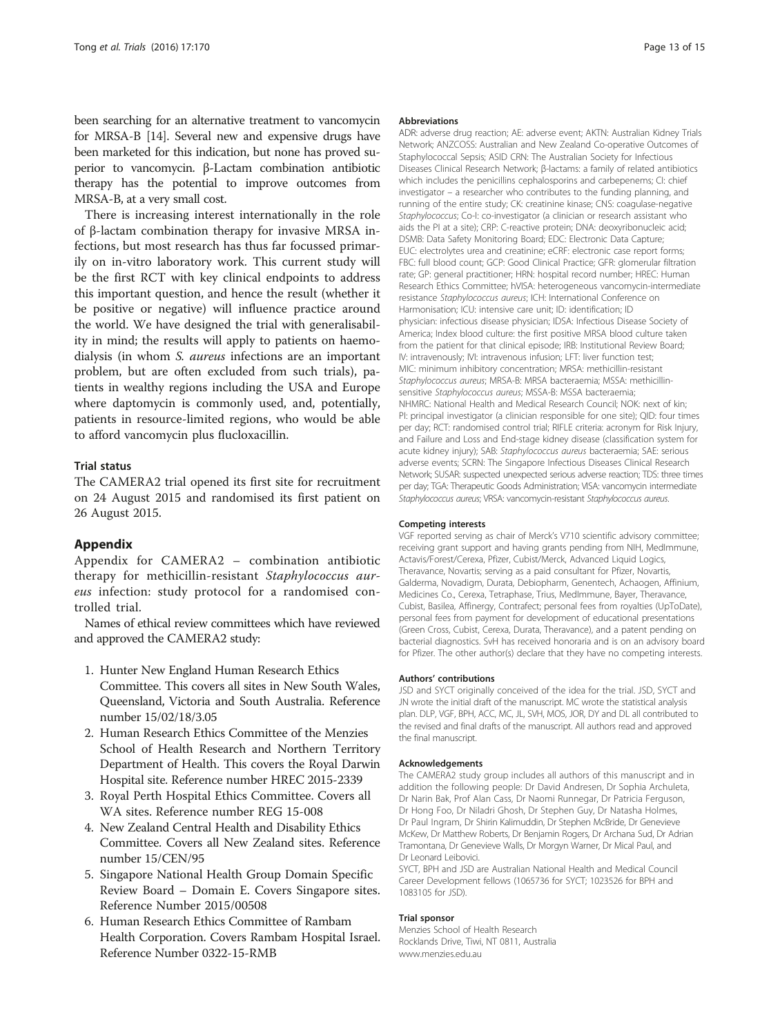been searching for an alternative treatment to vancomycin for MRSA-B [14]. Several new and expensive drugs have been marketed for this indication, but none has proved superior to vancomycin. β-Lactam combination antibiotic therapy has the potential to improve outcomes from MRSA-B, at a very small cost.

There is increasing interest internationally in the role of β-lactam combination therapy for invasive MRSA infections, but most research has thus far focussed primarily on in-vitro laboratory work. This current study will be the first RCT with key clinical endpoints to address this important question, and hence the result (whether it be positive or negative) will influence practice around the world. We have designed the trial with generalisability in mind; the results will apply to patients on haemodialysis (in whom *S. aureus* infections are an important problem, but are often excluded from such trials), patients in wealthy regions including the USA and Europe where daptomycin is commonly used, and, potentially, patients in resource-limited regions, who would be able to afford vancomycin plus flucloxacillin.

### Trial status

The CAMERA2 trial opened its first site for recruitment on 24 August 2015 and randomised its first patient on 26 August 2015.

## Appendix

Appendix for CAMERA2 – combination antibiotic therapy for methicillin-resistant *Staphylococcus aureus* infection: study protocol for a randomised controlled trial.

Names of ethical review committees which have reviewed and approved the CAMERA2 study:

1. Hunter New England Human Research Ethics Committee. This covers all sites in New South Wales, Queensland, Victoria and South Australia. Reference number 15/02/18/3.05
2. Human Research Ethics Committee of the Menzies School of Health Research and Northern Territory Department of Health. This covers the Royal Darwin Hospital site. Reference number HREC 2015-2339
3. Royal Perth Hospital Ethics Committee. Covers all WA sites. Reference number REG 15-008
4. New Zealand Central Health and Disability Ethics Committee. Covers all New Zealand sites. Reference number 15/CEN/95
5. Singapore National Health Group Domain Specific Review Board – Domain E. Covers Singapore sites. Reference Number 2015/00508
6. Human Research Ethics Committee of Rambam Health Corporation. Covers Rambam Hospital Israel. Reference Number 0322-15-RMB

### Abbreviations

ADR: adverse drug reaction; AE: adverse event; AKTN: Australian Kidney Trials Network; ANZCOSS: Australian and New Zealand Co-operative Outcomes of Staphylococcal Sepsis; ASID CRN: The Australian Society for Infectious Diseases Clinical Research Network; β-lactams: a family of related antibiotics which includes the penicillins cephalosporins and carbepenems; CI: chief investigator – a researcher who contributes to the funding planning, and running of the entire study; CK: creatinine kinase; CNS: coagulase-negative *Staphylococcus*; Co-I: co-investigator (a clinician or research assistant who aids the PI at a site); CRP: C-reactive protein; DNA: deoxyribonucleic acid; DSMB: Data Safety Monitoring Board; EDC: Electronic Data Capture; EUC: electrolytes urea and creatinine; eCRF: electronic case report forms; FBC: full blood count; GCP: Good Clinical Practice; GFR: glomerular filtration rate; GP: general practitioner; HRN: hospital record number; HREC: Human Research Ethics Committee; hVISA: heterogeneous vancomycin-intermediate resistance *Staphylococcus aureus*; ICH: International Conference on Harmonisation; ICU: intensive care unit; ID: identification; ID physician: infectious disease physician; IDSA: Infectious Disease Society of America; Index blood culture: the first positive MRSA blood culture taken from the patient for that clinical episode; IRB: Institutional Review Board; IV: intravenously; IVI: intravenous infusion; LFT: liver function test; MIC: minimum inhibitory concentration; MRSA: methicillin-resistant *Staphylococcus aureus*; MRSA-B: MRSA bacteraemia; MSSA: methicillin-sensitive *Staphylococcus aureus*; MSSA-B: MSSA bacteraemia; NHMRC: National Health and Medical Research Council; NOK: next of kin; PI: principal investigator (a clinician responsible for one site); QID: four times per day; RCT: randomised control trial; RIFLE criteria: acronym for Risk Injury, and Failure and Loss and End-stage kidney disease (classification system for acute kidney injury); SAB: *Staphylococcus aureus* bacteraemia; SAE: serious adverse events; SCRN: The Singapore Infectious Diseases Clinical Research Network; SUSAR: suspected unexpected serious adverse reaction; TDS: three times per day; TGA: Therapeutic Goods Administration; VISA: vancomycin intermediate *Staphylococcus aureus*; VRSA: vancomycin-resistant *Staphylococcus aureus*.

### Competing interests

VGF reported serving as chair of Merck's V710 scientific advisory committee; receiving grant support and having grants pending from NIH, MedImmune, Actavis/Forest/Cerexa, Pfizer, Cubist/Merck, Advanced Liquid Logics, Theravance, Novartis; serving as a paid consultant for Pfizer, Novartis, Galderma, Novadigm, Durata, Debiopharm, Genentech, Achaogen, Affinium, Medicines Co., Cerexa, Tetraphase, Trius, MedImmune, Bayer, Theravance, Cubist, Basilea, Affinergy, Contrafect; personal fees from royalties (UpToDate), personal fees from payment for development of educational presentations (Green Cross, Cubist, Cerexa, Durata, Theravance), and a patent pending on bacterial diagnostics. SvH has received honoraria and is on an advisory board for Pfizer. The other author(s) declare that they have no competing interests.

### Authors' contributions

JSD and SYCT originally conceived of the idea for the trial. JSD, SYCT and JN wrote the initial draft of the manuscript. MC wrote the statistical analysis plan. DLP, VGF, BPH, ACC, MC, JL, SVH, MOS, JOR, DY and DL all contributed to the revised and final drafts of the manuscript. All authors read and approved the final manuscript.

### Acknowledgements

The CAMERA2 study group includes all authors of this manuscript and in addition the following people: Dr David Andresen, Dr Sophia Archuleta, Dr Narin Bak, Prof Alan Cass, Dr Naomi Runnegar, Dr Patricia Ferguson, Dr Hong Foo, Dr Niladri Ghosh, Dr Stephen Guy, Dr Natasha Holmes, Dr Paul Ingram, Dr Shirin Kalimuddin, Dr Stephen McBride, Dr Genevieve McKew, Dr Matthew Roberts, Dr Benjamin Rogers, Dr Archana Sud, Dr Adrian Tramontana, Dr Genevieve Walls, Dr Morgyn Warner, Dr Mical Paul, and Dr Leonard Leibovici.

SYCT, BPH and JSD are Australian National Health and Medical Council Career Development fellows (1065736 for SYCT; 1023526 for BPH and 1083105 for JSD).

### Trial sponsor

Menzies School of Health Research
Rocklands Drive, Tiwi, NT 0811, Australia
www.menzies.edu.au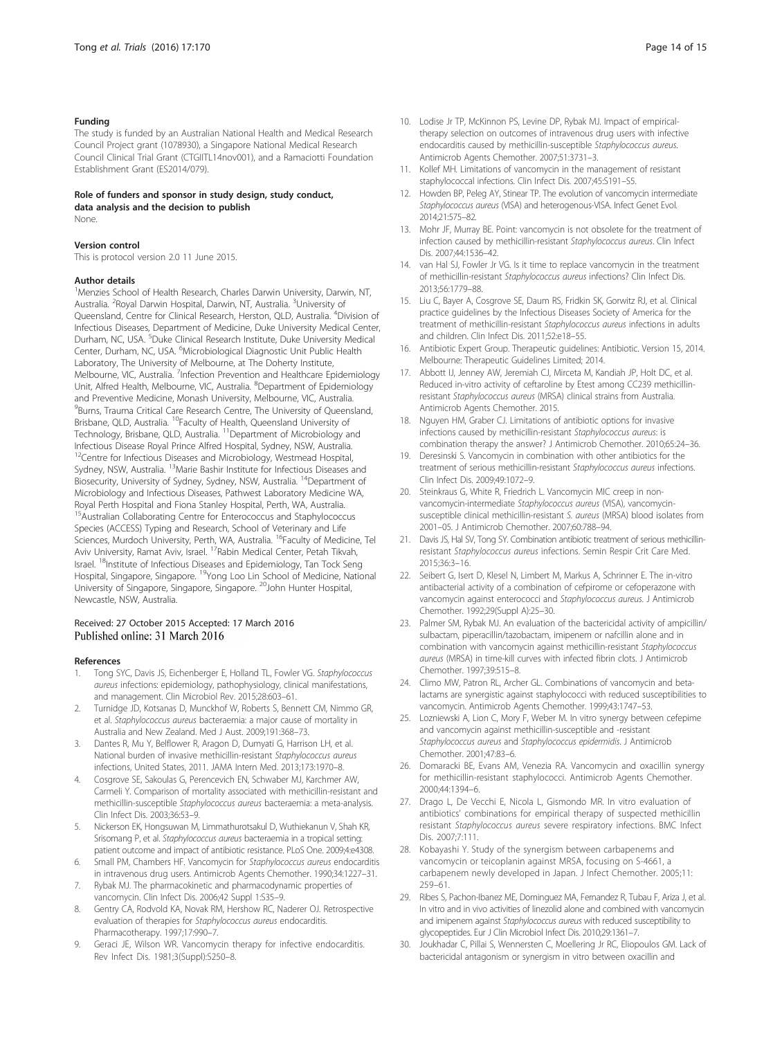#### Funding

The study is funded by an Australian National Health and Medical Research Council Project grant (1078930), a Singapore National Medical Research Council Clinical Trial Grant (CTGIITL14nov001), and a Ramaciotti Foundation Establishment Grant (ES2014/079).

#### Role of funders and sponsor in study design, study conduct, data analysis and the decision to publish

None.

#### Version control

This is protocol version 2.0 11 June 2015.

#### Author details

[1]Menzies School of Health Research, Charles Darwin University, Darwin, NT, Australia. [2]Royal Darwin Hospital, Darwin, NT, Australia. [3]University of Queensland, Centre for Clinical Research, Herston, QLD, Australia. [4]Division of Infectious Diseases, Department of Medicine, Duke University Medical Center, Durham, NC, USA. [5]Duke Clinical Research Institute, Duke University Medical Center, Durham, NC, USA. [6]Microbiological Diagnostic Unit Public Health Laboratory, The University of Melbourne, at The Doherty Institute, Melbourne, VIC, Australia. [7]Infection Prevention and Healthcare Epidemiology Unit, Alfred Health, Melbourne, VIC, Australia. [8]Department of Epidemiology and Preventive Medicine, Monash University, Melbourne, VIC, Australia. [9]Burns, Trauma Critical Care Research Centre, The University of Queensland, Brisbane, QLD, Australia. [10]Faculty of Health, Queensland University of Technology, Brisbane, QLD, Australia. [11]Department of Microbiology and Infectious Disease Royal Prince Alfred Hospital, Sydney, NSW, Australia. [12]Centre for Infectious Diseases and Microbiology, Westmead Hospital, Sydney, NSW, Australia. [13]Marie Bashir Institute for Infectious Diseases and Biosecurity, University of Sydney, Sydney, NSW, Australia. [14]Department of Microbiology and Infectious Diseases, Pathwest Laboratory Medicine WA, Royal Perth Hospital and Fiona Stanley Hospital, Perth, WA, Australia. [15]Australian Collaborating Centre for Enterococcus and Staphylococcus Species (ACCESS) Typing and Research, School of Veterinary and Life Sciences, Murdoch University, Perth, WA, Australia. [16]Faculty of Medicine, Tel Aviv University, Ramat Aviv, Israel. [17]Rabin Medical Center, Petah Tikvah, Israel. [18]Institute of Infectious Diseases and Epidemiology, Tan Tock Seng Hospital, Singapore, Singapore. [19]Yong Loo Lin School of Medicine, National University of Singapore, Singapore, Singapore. [20]John Hunter Hospital, Newcastle, NSW, Australia.

Received: 27 October 2015 Accepted: 17 March 2016
Published online: 31 March 2016

#### References

1. Tong SYC, Davis JS, Eichenberger E, Holland TL, Fowler VG. *Staphylococcus aureus* infections: epidemiology, pathophysiology, clinical manifestations, and management. Clin Microbiol Rev. 2015;28:603–61.
2. Turnidge JD, Kotsanas D, Munckhof W, Roberts S, Bennett CM, Nimmo GR, et al. *Staphylococcus aureus* bacteraemia: a major cause of mortality in Australia and New Zealand. Med J Aust. 2009;191:368–73.
3. Dantes R, Mu Y, Belflower R, Aragon D, Dumyati G, Harrison LH, et al. National burden of invasive methicillin-resistant *Staphylococcus aureus* infections, United States, 2011. JAMA Intern Med. 2013;173:1970–8.
4. Cosgrove SE, Sakoulas G, Perencevich EN, Schwaber MJ, Karchmer AW, Carmeli Y. Comparison of mortality associated with methicillin-resistant and methicillin-susceptible *Staphylococcus aureus* bacteraemia: a meta-analysis. Clin Infect Dis. 2003;36:53–9.
5. Nickerson EK, Hongsuwan M, Limmathurotsakul D, Wuthiekanun V, Shah KR, Srisomang P, et al. *Staphylococcus aureus* bacteraemia in a tropical setting: patient outcome and impact of antibiotic resistance. PLoS One. 2009;4:e4308.
6. Small PM, Chambers HF. Vancomycin for *Staphylococcus aureus* endocarditis in intravenous drug users. Antimicrob Agents Chemother. 1990;34:1227–31.
7. Rybak MJ. The pharmacokinetic and pharmacodynamic properties of vancomycin. Clin Infect Dis. 2006;42 Suppl 1:S35–9.
8. Gentry CA, Rodvold KA, Novak RM, Hershow RC, Naderer OJ. Retrospective evaluation of therapies for *Staphylococcus aureus* endocarditis. Pharmacotherapy. 1997;17:990–7.
9. Geraci JE, Wilson WR. Vancomycin therapy for infective endocarditis. Rev Infect Dis. 1981;3(Suppl):S250–8.
10. Lodise Jr TP, McKinnon PS, Levine DP, Rybak MJ. Impact of empirical-therapy selection on outcomes of intravenous drug users with infective endocarditis caused by methicillin-susceptible *Staphylococcus aureus*. Antimicrob Agents Chemother. 2007;51:3731–3.
11. Kollef MH. Limitations of vancomycin in the management of resistant staphylococcal infections. Clin Infect Dis. 2007;45:S191–S5.
12. Howden BP, Peleg AY, Stinear TP. The evolution of vancomycin intermediate *Staphylococcus aureus* (VISA) and heterogenous-VISA. Infect Genet Evol. 2014;21:575–82.
13. Mohr JF, Murray BE. Point: vancomycin is not obsolete for the treatment of infection caused by methicillin-resistant *Staphylococcus aureus*. Clin Infect Dis. 2007;44:1536–42.
14. van Hal SJ, Fowler Jr VG. Is it time to replace vancomycin in the treatment of methicillin-resistant *Staphylococcus aureus* infections? Clin Infect Dis. 2013;56:1779–88.
15. Liu C, Bayer A, Cosgrove SE, Daum RS, Fridkin SK, Gorwitz RJ, et al. Clinical practice guidelines by the Infectious Diseases Society of America for the treatment of methicillin-resistant *Staphylococcus aureus* infections in adults and children. Clin Infect Dis. 2011;52:e18–55.
16. Antibiotic Expert Group. Therapeutic guidelines: Antibiotic. Version 15, 2014. Melbourne: Therapeutic Guidelines Limited; 2014.
17. Abbott IJ, Jenney AW, Jeremiah CJ, Mirceta M, Kandiah JP, Holt DC, et al. Reduced in-vitro activity of ceftaroline by Etest among CC239 methicillin-resistant *Staphylococcus aureus* (MRSA) clinical strains from Australia. Antimicrob Agents Chemother. 2015.
18. Nguyen HM, Graber CJ. Limitations of antibiotic options for invasive infections caused by methicillin-resistant *Staphylococcus aureus*: is combination therapy the answer? J Antimicrob Chemother. 2010;65:24–36.
19. Deresinski S. Vancomycin in combination with other antibiotics for the treatment of serious methicillin-resistant *Staphylococcus aureus* infections. Clin Infect Dis. 2009;49:1072–9.
20. Steinkraus G, White R, Friedrich L. Vancomycin MIC creep in non-vancomycin-intermediate *Staphylococcus aureus* (VISA), vancomycin-susceptible clinical methicillin-resistant *S. aureus* (MRSA) blood isolates from 2001–05. J Antimicrob Chemother. 2007;60:788–94.
21. Davis JS, Hal SV, Tong SY. Combination antibiotic treatment of serious methicillin-resistant *Staphylococcus aureus* infections. Semin Respir Crit Care Med. 2015;36:3–16.
22. Seibert G, Isert D, Klesel N, Limbert M, Markus A, Schrinner E. The in-vitro antibacterial activity of a combination of cefpirome or cefoperazone with vancomycin against enterococci and *Staphylococcus aureus*. J Antimicrob Chemother. 1992;29(Suppl A):25–30.
23. Palmer SM, Rybak MJ. An evaluation of the bactericidal activity of ampicillin/sulbactam, piperacillin/tazobactam, imipenem or nafcillin alone and in combination with vancomycin against methicillin-resistant *Staphylococcus aureus* (MRSA) in time-kill curves with infected fibrin clots. J Antimicrob Chemother. 1997;39:515–8.
24. Climo MW, Patron RL, Archer GL. Combinations of vancomycin and beta-lactams are synergistic against staphylococci with reduced susceptibilities to vancomycin. Antimicrob Agents Chemother. 1999;43:1747–53.
25. Lozniewski A, Lion C, Mory F, Weber M. In vitro synergy between cefepime and vancomycin against methicillin-susceptible and -resistant *Staphylococcus aureus* and *Staphylococcus epidermidis*. J Antimicrob Chemother. 2001;47:83–6.
26. Domaracki BE, Evans AM, Venezia RA. Vancomycin and oxacillin synergy for methicillin-resistant staphylococci. Antimicrob Agents Chemother. 2000;44:1394–6.
27. Drago L, De Vecchi E, Nicola L, Gismondo MR. In vitro evaluation of antibiotics' combinations for empirical therapy of suspected methicillin resistant *Staphylococcus aureus* severe respiratory infections. BMC Infect Dis. 2007;7:111.
28. Kobayashi Y. Study of the synergism between carbapenems and vancomycin or teicoplanin against MRSA, focusing on S-4661, a carbapenem newly developed in Japan. J Infect Chemother. 2005;11:259–61.
29. Ribes S, Pachon-Ibanez ME, Dominguez MA, Fernandez R, Tubau F, Ariza J, et al. In vitro and in vivo activities of linezolid alone and combined with vancomycin and imipenem against *Staphylococcus aureus* with reduced susceptibility to glycopeptides. Eur J Clin Microbiol Infect Dis. 2010;29:1361–7.
30. Joukhadar C, Pillai S, Wennersten C, Moellering Jr RC, Eliopoulos GM. Lack of bactericidal antagonism or synergism in vitro between oxacillin and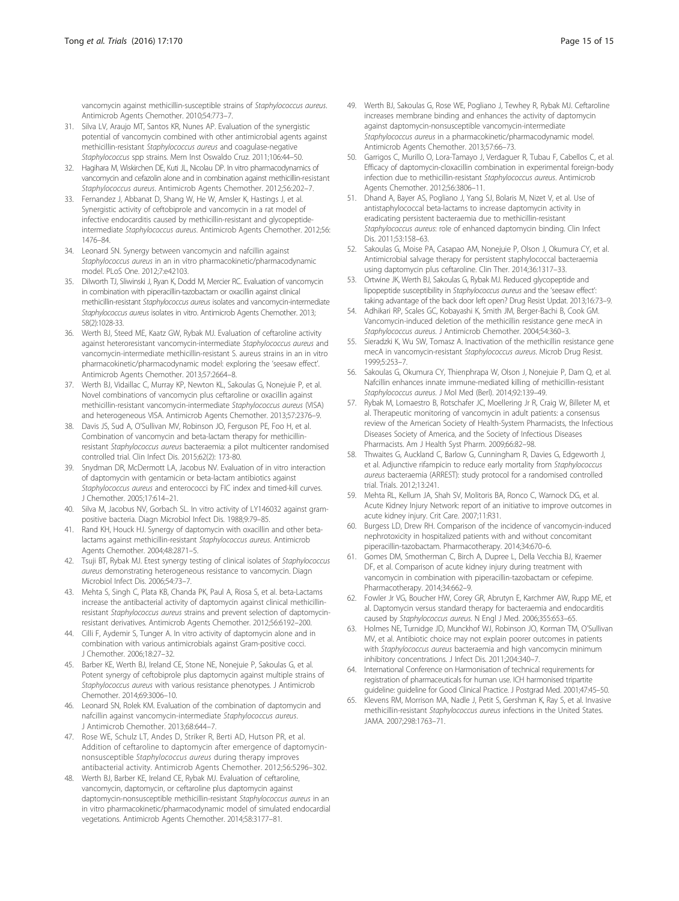vancomycin against methicillin-susceptible strains of *Staphylococcus aureus*. Antimicrob Agents Chemother. 2010;54:773–7.

31. Silva LV, Araujo MT, Santos KR, Nunes AP. Evaluation of the synergistic potential of vancomycin combined with other antimicrobial agents against methicillin-resistant *Staphylococcus aureus* and coagulase-negative *Staphylococcus* spp strains. Mem Inst Oswaldo Cruz. 2011;106:44–50.
32. Hagihara M, Wiskirchen DE, Kuti JL, Nicolau DP. In vitro pharmacodynamics of vancomycin and cefazolin alone and in combination against methicillin-resistant *Staphylococcus aureus*. Antimicrob Agents Chemother. 2012;56:202–7.
33. Fernandez J, Abbanat D, Shang W, He W, Amsler K, Hastings J, et al. Synergistic activity of ceftobiprole and vancomycin in a rat model of infective endocarditis caused by methicillin-resistant and glycopeptide-intermediate *Staphylococcus aureus*. Antimicrob Agents Chemother. 2012;56: 1476–84.
34. Leonard SN. Synergy between vancomycin and nafcillin against *Staphylococcus aureus* in an in vitro pharmacokinetic/pharmacodynamic model. PLoS One. 2012;7:e42103.
35. Dilworth TJ, Sliwinski J, Ryan K, Dodd M, Mercier RC. Evaluation of vancomycin in combination with piperacillin-tazobactam or oxacillin against clinical methicillin-resistant *Staphylococcus aureus* isolates and vancomycin-intermediate *Staphylococcus aureus* isolates in vitro. Antimicrob Agents Chemother. 2013; 58(2):1028-33.
36. Werth BJ, Steed ME, Kaatz GW, Rybak MJ. Evaluation of ceftaroline activity against heteroresistant vancomycin-intermediate *Staphylococcus aureus* and vancomycin-intermediate methicillin-resistant S. aureus strains in an in vitro pharmacokinetic/pharmacodynamic model: exploring the 'seesaw effect'. Antimicrob Agents Chemother. 2013;57:2664–8.
37. Werth BJ, Vidaillac C, Murray KP, Newton KL, Sakoulas G, Nonejuie P, et al. Novel combinations of vancomycin plus ceftaroline or oxacillin against methicillin-resistant vancomycin-intermediate *Staphylococcus aureus* (VISA) and heterogeneous VISA. Antimicrob Agents Chemother. 2013;57:2376–9.
38. Davis JS, Sud A, O'Sullivan MV, Robinson JO, Ferguson PE, Foo H, et al. Combination of vancomycin and beta-lactam therapy for methicillin-resistant *Staphylococcus aureus* bacteraemia: a pilot multicenter randomised controlled trial. Clin Infect Dis. 2015;62(2): 173-80.
39. Snydman DR, McDermott LA, Jacobus NV. Evaluation of in vitro interaction of daptomycin with gentamicin or beta-lactam antibiotics against *Staphylococcus aureus* and enterococci by FIC index and timed-kill curves. J Chemother. 2005;17:614–21.
40. Silva M, Jacobus NV, Gorbach SL. In vitro activity of LY146032 against gram-positive bacteria. Diagn Microbiol Infect Dis. 1988;9:79–85.
41. Rand KH, Houck HJ. Synergy of daptomycin with oxacillin and other beta-lactams against methicillin-resistant *Staphylococcus aureus*. Antimicrob Agents Chemother. 2004;48:2871–5.
42. Tsuji BT, Rybak MJ. Etest synergy testing of clinical isolates of *Staphylococcus aureus* demonstrating heterogeneous resistance to vancomycin. Diagn Microbiol Infect Dis. 2006;54:73–7.
43. Mehta S, Singh C, Plata KB, Chanda PK, Paul A, Riosa S, et al. beta-Lactams increase the antibacterial activity of daptomycin against clinical methicillin-resistant *Staphylococcus aureus* strains and prevent selection of daptomycin-resistant derivatives. Antimicrob Agents Chemother. 2012;56:6192–200.
44. Cilli F, Aydemir S, Tunger A. In vitro activity of daptomycin alone and in combination with various antimicrobials against Gram-positive cocci. J Chemother. 2006;18:27–32.
45. Barber KE, Werth BJ, Ireland CE, Stone NE, Nonejuie P, Sakoulas G, et al. Potent synergy of ceftobiprole plus daptomycin against multiple strains of *Staphylococcus aureus* with various resistance phenotypes. J Antimicrob Chemother. 2014;69:3006–10.
46. Leonard SN, Rolek KM. Evaluation of the combination of daptomycin and nafcillin against vancomycin-intermediate *Staphylococcus aureus*. J Antimicrob Chemother. 2013;68:644–7.
47. Rose WE, Schulz LT, Andes D, Striker R, Berti AD, Hutson PR, et al. Addition of ceftaroline to daptomycin after emergence of daptomycin-nonsusceptible *Staphylococcus aureus* during therapy improves antibacterial activity. Antimicrob Agents Chemother. 2012;56:5296–302.
48. Werth BJ, Barber KE, Ireland CE, Rybak MJ. Evaluation of ceftaroline, vancomycin, daptomycin, or ceftaroline plus daptomycin against daptomycin-nonsusceptible methicillin-resistant *Staphylococcus aureus* in an in vitro pharmacokinetic/pharmacodynamic model of simulated endocardial vegetations. Antimicrob Agents Chemother. 2014;58:3177–81.
49. Werth BJ, Sakoulas G, Rose WE, Pogliano J, Tewhey R, Rybak MJ. Ceftaroline increases membrane binding and enhances the activity of daptomycin against daptomycin-nonsusceptible vancomycin-intermediate *Staphylococcus aureus* in a pharmacokinetic/pharmacodynamic model. Antimicrob Agents Chemother. 2013;57:66–73.
50. Garrigos C, Murillo O, Lora-Tamayo J, Verdaguer R, Tubau F, Cabellos C, et al. Efficacy of daptomycin-cloxacillin combination in experimental foreign-body infection due to methicillin-resistant *Staphylococcus aureus*. Antimicrob Agents Chemother. 2012;56:3806–11.
51. Dhand A, Bayer AS, Pogliano J, Yang SJ, Bolaris M, Nizet V, et al. Use of antistaphylococcal beta-lactams to increase daptomycin activity in eradicating persistent bacteraemia due to methicillin-resistant *Staphylococcus aureus*: role of enhanced daptomycin binding. Clin Infect Dis. 2011;53:158–63.
52. Sakoulas G, Moise PA, Casapao AM, Nonejuie P, Olson J, Okumura CY, et al. Antimicrobial salvage therapy for persistent staphylococcal bacteraemia using daptomycin plus ceftaroline. Clin Ther. 2014;36:1317–33.
53. Ortwine JK, Werth BJ, Sakoulas G, Rybak MJ. Reduced glycopeptide and lipopeptide susceptibility in *Staphylococcus aureus* and the 'seesaw effect': taking advantage of the back door left open? Drug Resist Updat. 2013;16:73–9.
54. Adhikari RP, Scales GC, Kobayashi K, Smith JM, Berger-Bachi B, Cook GM. Vancomycin-induced deletion of the methicillin resistance gene mecA in *Staphylococcus aureus*. J Antimicrob Chemother. 2004;54:360–3.
55. Sieradzki K, Wu SW, Tomasz A. Inactivation of the methicillin resistance gene mecA in vancomycin-resistant *Staphylococcus aureus*. Microb Drug Resist. 1999;5:253–7.
56. Sakoulas G, Okumura CY, Thienphrapa W, Olson J, Nonejuie P, Dam Q, et al. Nafcillin enhances innate immune-mediated killing of methicillin-resistant *Staphylococcus aureus*. J Mol Med (Berl). 2014;92:139–49.
57. Rybak M, Lomaestro B, Rotschafer JC, Moellering Jr R, Craig W, Billeter M, et al. Therapeutic monitoring of vancomycin in adult patients: a consensus review of the American Society of Health-System Pharmacists, the Infectious Diseases Society of America, and the Society of Infectious Diseases Pharmacists. Am J Health Syst Pharm. 2009;66:82–98.
58. Thwaites G, Auckland C, Barlow G, Cunningham R, Davies G, Edgeworth J, et al. Adjunctive rifampicin to reduce early mortality from *Staphylococcus aureus* bacteraemia (ARREST): study protocol for a randomised controlled trial. Trials. 2012;13:241.
59. Mehta RL, Kellum JA, Shah SV, Molitoris BA, Ronco C, Warnock DG, et al. Acute Kidney Injury Network: report of an initiative to improve outcomes in acute kidney injury. Crit Care. 2007;11:R31.
60. Burgess LD, Drew RH. Comparison of the incidence of vancomycin-induced nephrotoxicity in hospitalized patients with and without concomitant piperacillin-tazobactam. Pharmacotherapy. 2014;34:670–6.
61. Gomes DM, Smotherman C, Birch A, Dupree L, Della Vecchia BJ, Kraemer DF, et al. Comparison of acute kidney injury during treatment with vancomycin in combination with piperacillin-tazobactam or cefepime. Pharmacotherapy. 2014;34:662–9.
62. Fowler Jr VG, Boucher HW, Corey GR, Abrutyn E, Karchmer AW, Rupp ME, et al. Daptomycin versus standard therapy for bacteraemia and endocarditis caused by *Staphylococcus aureus*. N Engl J Med. 2006;355:653–65.
63. Holmes NE, Turnidge JD, Munckhof WJ, Robinson JO, Korman TM, O'Sullivan MV, et al. Antibiotic choice may not explain poorer outcomes in patients with *Staphylococcus aureus* bacteraemia and high vancomycin minimum inhibitory concentrations. J Infect Dis. 2011;204:340–7.
64. International Conference on Harmonisation of technical requirements for registration of pharmaceuticals for human use. ICH harmonised tripartite guideline: guideline for Good Clinical Practice. J Postgrad Med. 2001;47:45–50.
65. Klevens RM, Morrison MA, Nadle J, Petit S, Gershman K, Ray S, et al. Invasive methicillin-resistant *Staphylococcus aureus* infections in the United States. JAMA. 2007;298:1763–71.